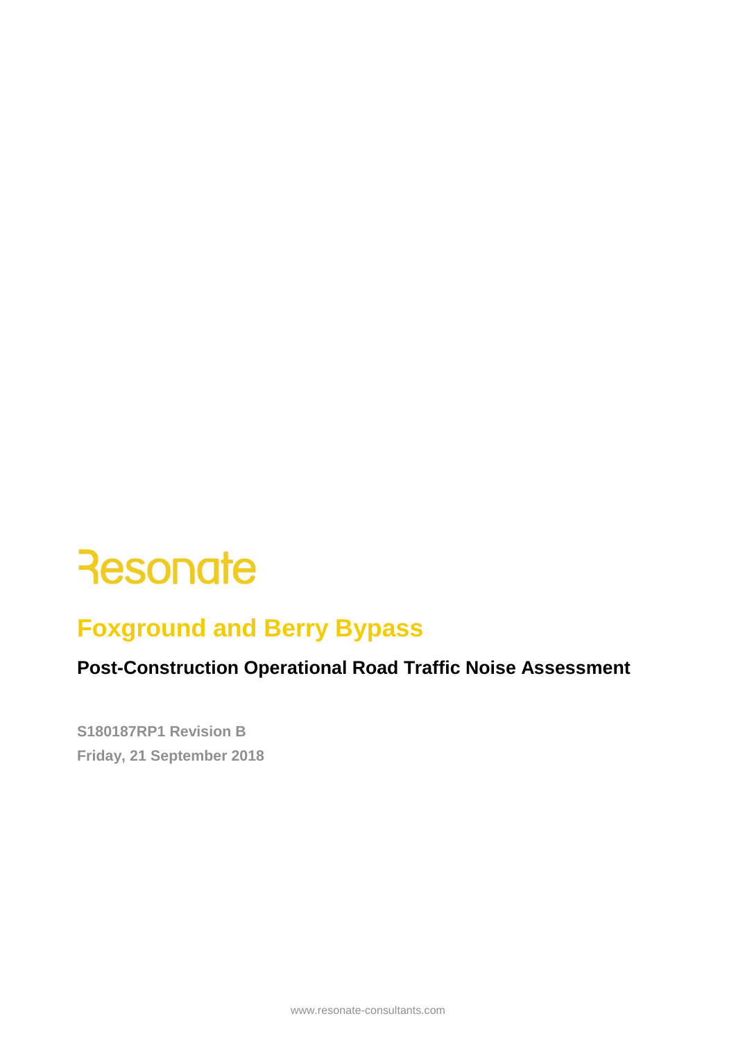Resonate

# Foxground and Berry Bypass

## Post-Construction Operational Road Traffic Noise Assessment

**S180187RP1 Revision B**
**Friday, 21 September 2018**

www.resonate-consultants.com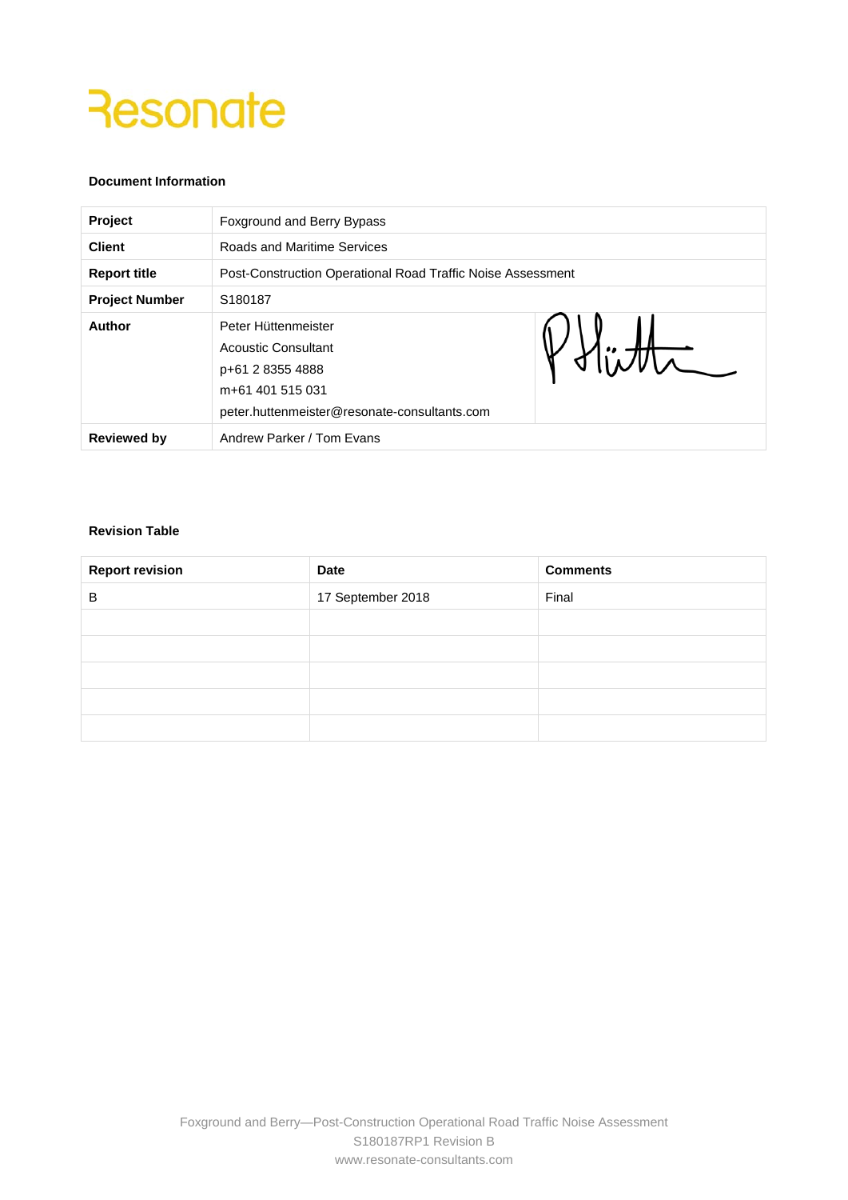Resonate

**Document Information**

| | |
|---|---|
| **Project** | Foxground and Berry Bypass |
| **Client** | Roads and Maritime Services |
| **Report title** | Post-Construction Operational Road Traffic Noise Assessment |
| **Project Number** | S180187 |
| **Author** | Peter Hüttenmeister<br>Acoustic Consultant<br>p+61 2 8355 4888<br>m+61 401 515 031<br>peter.huttenmeister@resonate-consultants.com |
| **Reviewed by** | Andrew Parker / Tom Evans |

**Revision Table**

| Report revision | Date | Comments |
|---|---|---|
| B | 17 September 2018 | Final |
| | | |
| | | |
| | | |
| | | |
| | | |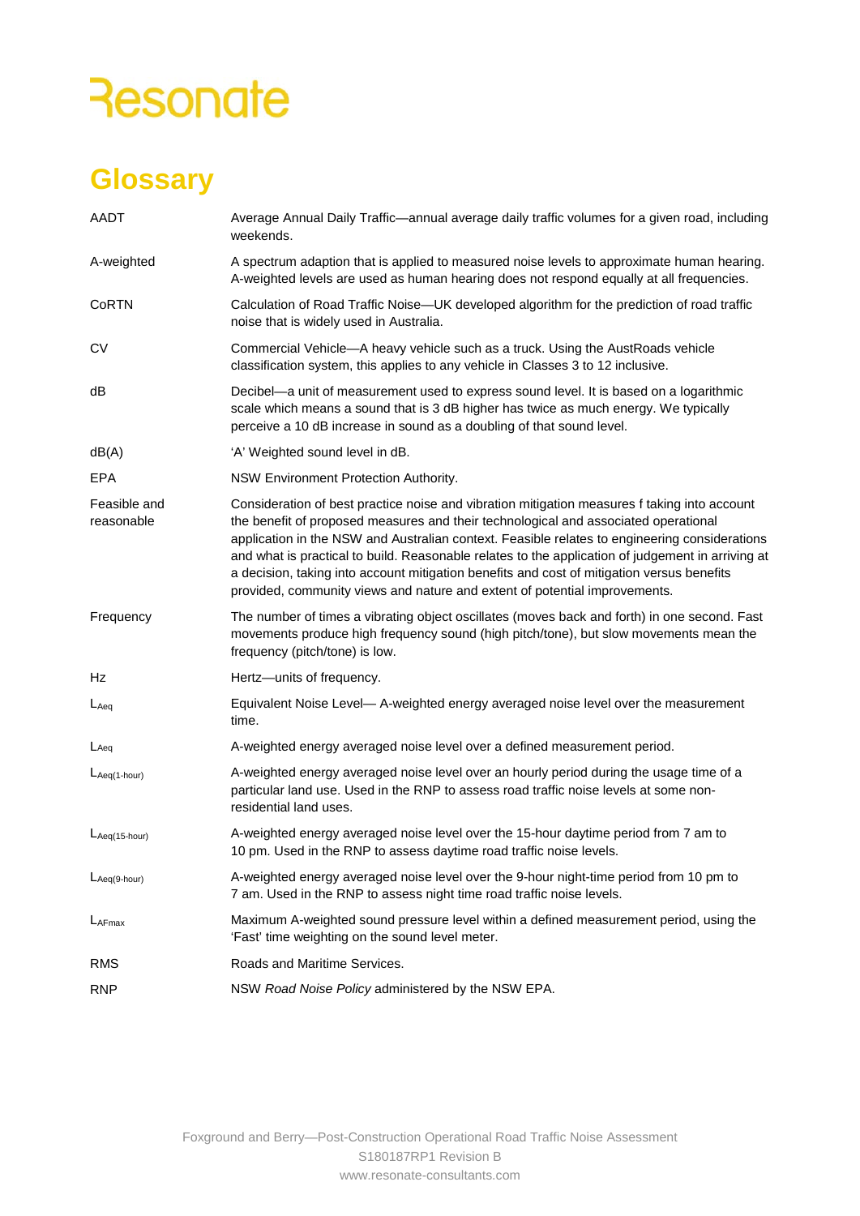# Glossary

| | |
|---|---|
| AADT | Average Annual Daily Traffic—annual average daily traffic volumes for a given road, including weekends. |
| A-weighted | A spectrum adaption that is applied to measured noise levels to approximate human hearing. A-weighted levels are used as human hearing does not respond equally at all frequencies. |
| CoRTN | Calculation of Road Traffic Noise—UK developed algorithm for the prediction of road traffic noise that is widely used in Australia. |
| CV | Commercial Vehicle—A heavy vehicle such as a truck. Using the AustRoads vehicle classification system, this applies to any vehicle in Classes 3 to 12 inclusive. |
| dB | Decibel—a unit of measurement used to express sound level. It is based on a logarithmic scale which means a sound that is 3 dB higher has twice as much energy. We typically perceive a 10 dB increase in sound as a doubling of that sound level. |
| dB(A) | 'A' Weighted sound level in dB. |
| EPA | NSW Environment Protection Authority. |
| Feasible and reasonable | Consideration of best practice noise and vibration mitigation measures f taking into account the benefit of proposed measures and their technological and associated operational application in the NSW and Australian context. Feasible relates to engineering considerations and what is practical to build. Reasonable relates to the application of judgement in arriving at a decision, taking into account mitigation benefits and cost of mitigation versus benefits provided, community views and nature and extent of potential improvements. |
| Frequency | The number of times a vibrating object oscillates (moves back and forth) in one second. Fast movements produce high frequency sound (high pitch/tone), but slow movements mean the frequency (pitch/tone) is low. |
| Hz | Hertz—units of frequency. |
| $L_{Aeq}$ | Equivalent Noise Level— A-weighted energy averaged noise level over the measurement time. |
| $L_{Aeq}$ | A-weighted energy averaged noise level over a defined measurement period. |
| $L_{Aeq(1\text{-}hour)}$ | A-weighted energy averaged noise level over an hourly period during the usage time of a particular land use. Used in the RNP to assess road traffic noise levels at some non-residential land uses. |
| $L_{Aeq(15\text{-}hour)}$ | A-weighted energy averaged noise level over the 15-hour daytime period from 7 am to 10 pm. Used in the RNP to assess daytime road traffic noise levels. |
| $L_{Aeq(9\text{-}hour)}$ | A-weighted energy averaged noise level over the 9-hour night-time period from 10 pm to 7 am. Used in the RNP to assess night time road traffic noise levels. |
| $L_{AFmax}$ | Maximum A-weighted sound pressure level within a defined measurement period, using the 'Fast' time weighting on the sound level meter. |
| RMS | Roads and Maritime Services. |
| RNP | NSW *Road Noise Policy* administered by the NSW EPA. |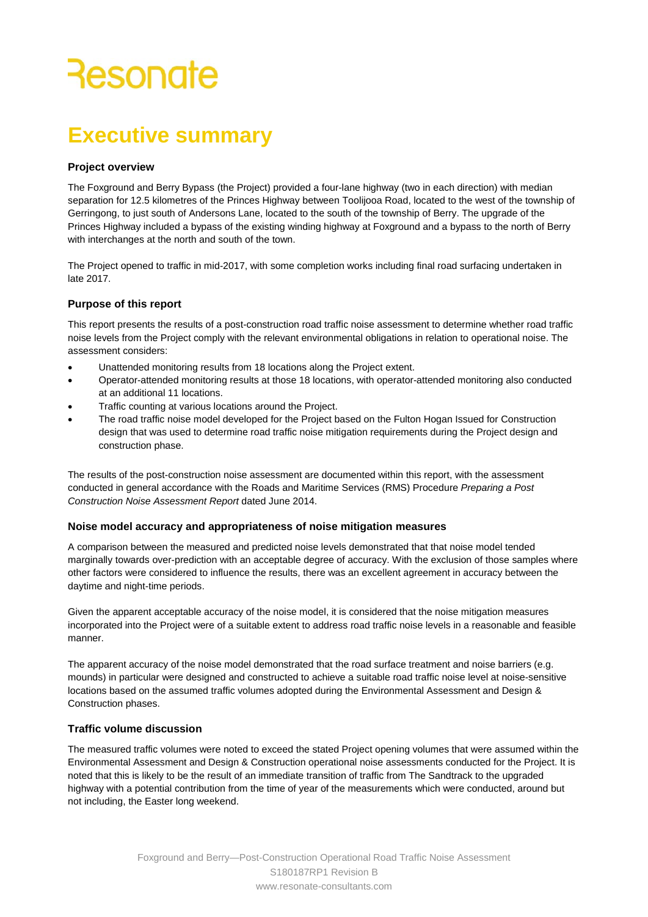# Executive summary

### Project overview

The Foxground and Berry Bypass (the Project) provided a four-lane highway (two in each direction) with median separation for 12.5 kilometres of the Princes Highway between Toolijooa Road, located to the west of the township of Gerringong, to just south of Andersons Lane, located to the south of the township of Berry. The upgrade of the Princes Highway included a bypass of the existing winding highway at Foxground and a bypass to the north of Berry with interchanges at the north and south of the town.

The Project opened to traffic in mid-2017, with some completion works including final road surfacing undertaken in late 2017.

### Purpose of this report

This report presents the results of a post-construction road traffic noise assessment to determine whether road traffic noise levels from the Project comply with the relevant environmental obligations in relation to operational noise. The assessment considers:

- Unattended monitoring results from 18 locations along the Project extent.
- Operator-attended monitoring results at those 18 locations, with operator-attended monitoring also conducted at an additional 11 locations.
- Traffic counting at various locations around the Project.
- The road traffic noise model developed for the Project based on the Fulton Hogan Issued for Construction design that was used to determine road traffic noise mitigation requirements during the Project design and construction phase.

The results of the post-construction noise assessment are documented within this report, with the assessment conducted in general accordance with the Roads and Maritime Services (RMS) Procedure *Preparing a Post Construction Noise Assessment Report* dated June 2014.

### Noise model accuracy and appropriateness of noise mitigation measures

A comparison between the measured and predicted noise levels demonstrated that that noise model tended marginally towards over-prediction with an acceptable degree of accuracy. With the exclusion of those samples where other factors were considered to influence the results, there was an excellent agreement in accuracy between the daytime and night-time periods.

Given the apparent acceptable accuracy of the noise model, it is considered that the noise mitigation measures incorporated into the Project were of a suitable extent to address road traffic noise levels in a reasonable and feasible manner.

The apparent accuracy of the noise model demonstrated that the road surface treatment and noise barriers (e.g. mounds) in particular were designed and constructed to achieve a suitable road traffic noise level at noise-sensitive locations based on the assumed traffic volumes adopted during the Environmental Assessment and Design & Construction phases.

### Traffic volume discussion

The measured traffic volumes were noted to exceed the stated Project opening volumes that were assumed within the Environmental Assessment and Design & Construction operational noise assessments conducted for the Project. It is noted that this is likely to be the result of an immediate transition of traffic from The Sandtrack to the upgraded highway with a potential contribution from the time of year of the measurements which were conducted, around but not including, the Easter long weekend.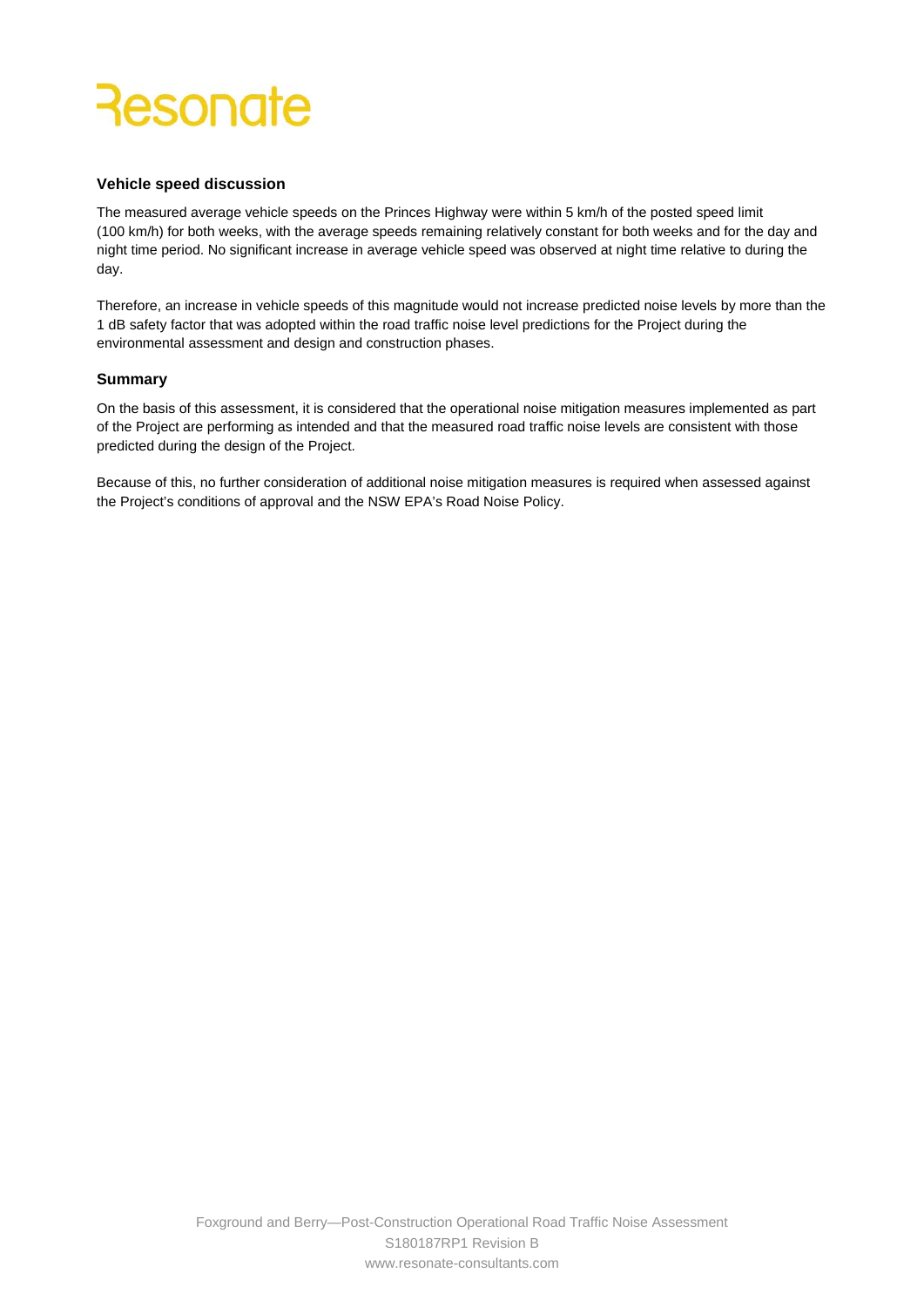### Vehicle speed discussion

The measured average vehicle speeds on the Princes Highway were within 5 km/h of the posted speed limit (100 km/h) for both weeks, with the average speeds remaining relatively constant for both weeks and for the day and night time period. No significant increase in average vehicle speed was observed at night time relative to during the day.

Therefore, an increase in vehicle speeds of this magnitude would not increase predicted noise levels by more than the 1 dB safety factor that was adopted within the road traffic noise level predictions for the Project during the environmental assessment and design and construction phases.

### Summary

On the basis of this assessment, it is considered that the operational noise mitigation measures implemented as part of the Project are performing as intended and that the measured road traffic noise levels are consistent with those predicted during the design of the Project.

Because of this, no further consideration of additional noise mitigation measures is required when assessed against the Project's conditions of approval and the NSW EPA's Road Noise Policy.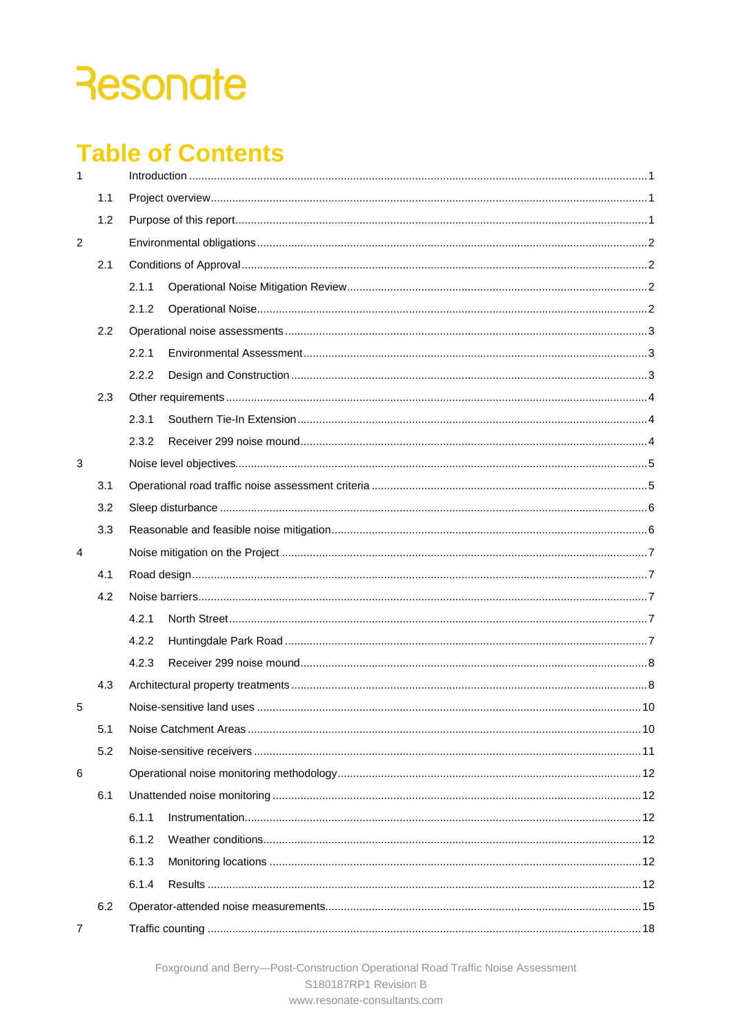Resonate

# Table of Contents

| | | |
|---|---|---|
| 1 | Introduction | 1 |
| 1.1 | Project overview | 1 |
| 1.2 | Purpose of this report | 1 |
| 2 | Environmental obligations | 2 |
| 2.1 | Conditions of Approval | 2 |
| 2.1.1 | Operational Noise Mitigation Review | 2 |
| 2.1.2 | Operational Noise | 2 |
| 2.2 | Operational noise assessments | 3 |
| 2.2.1 | Environmental Assessment | 3 |
| 2.2.2 | Design and Construction | 3 |
| 2.3 | Other requirements | 4 |
| 2.3.1 | Southern Tie-In Extension | 4 |
| 2.3.2 | Receiver 299 noise mound | 4 |
| 3 | Noise level objectives | 5 |
| 3.1 | Operational road traffic noise assessment criteria | 5 |
| 3.2 | Sleep disturbance | 6 |
| 3.3 | Reasonable and feasible noise mitigation | 6 |
| 4 | Noise mitigation on the Project | 7 |
| 4.1 | Road design | 7 |
| 4.2 | Noise barriers | 7 |
| 4.2.1 | North Street | 7 |
| 4.2.2 | Huntingdale Park Road | 7 |
| 4.2.3 | Receiver 299 noise mound | 8 |
| 4.3 | Architectural property treatments | 8 |
| 5 | Noise-sensitive land uses | 10 |
| 5.1 | Noise Catchment Areas | 10 |
| 5.2 | Noise-sensitive receivers | 11 |
| 6 | Operational noise monitoring methodology | 12 |
| 6.1 | Unattended noise monitoring | 12 |
| 6.1.1 | Instrumentation | 12 |
| 6.1.2 | Weather conditions | 12 |
| 6.1.3 | Monitoring locations | 12 |
| 6.1.4 | Results | 12 |
| 6.2 | Operator-attended noise measurements | 15 |
| 7 | Traffic counting | 18 |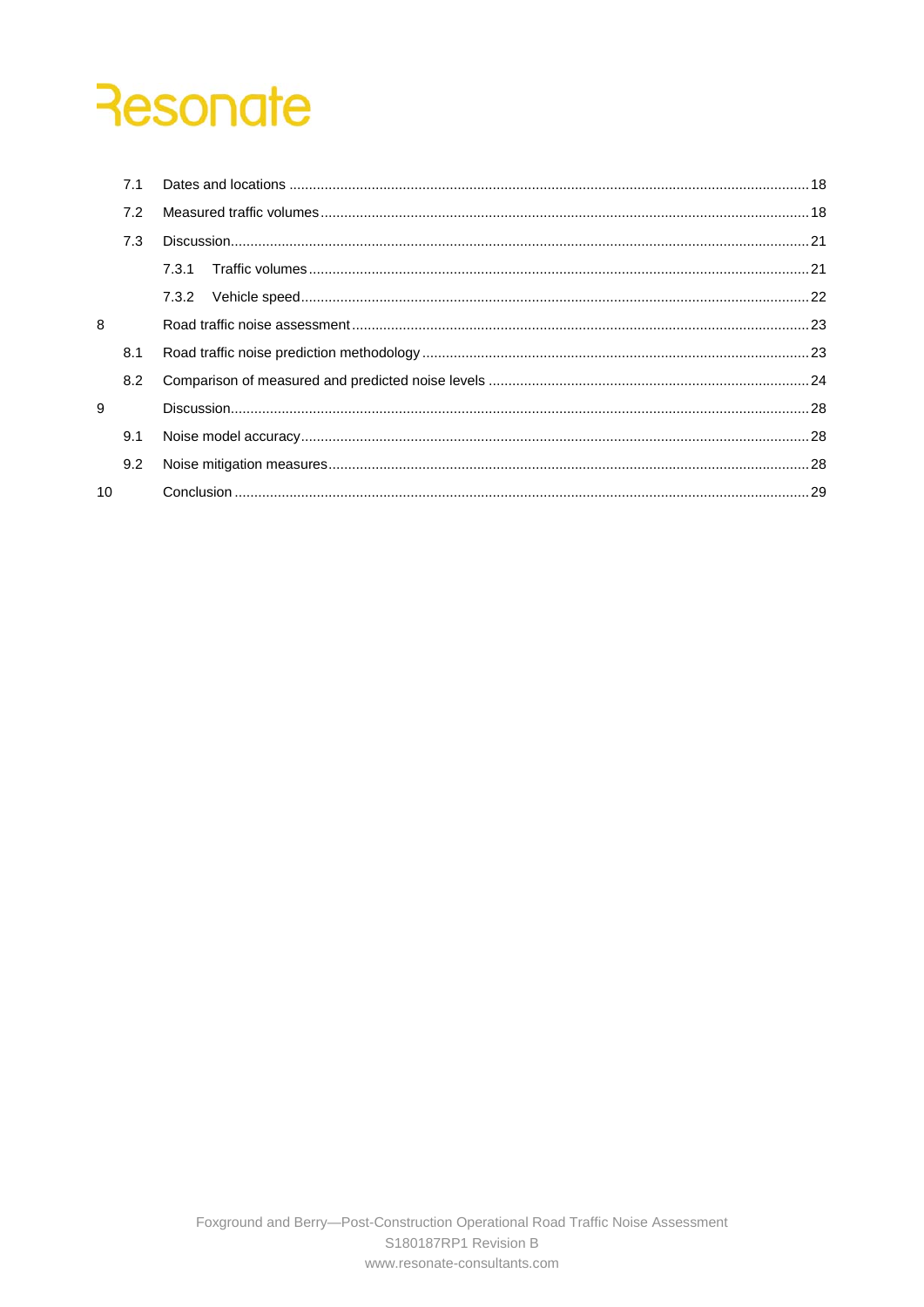| | | | |
|---|---|---|---|
| | 7.1 | Dates and locations | 18 |
| | 7.2 | Measured traffic volumes | 18 |
| | 7.3 | Discussion | 21 |
| | | 7.3.1 Traffic volumes | 21 |
| | | 7.3.2 Vehicle speed | 22 |
| 8 | | Road traffic noise assessment | 23 |
| | 8.1 | Road traffic noise prediction methodology | 23 |
| | 8.2 | Comparison of measured and predicted noise levels | 24 |
| 9 | | Discussion | 28 |
| | 9.1 | Noise model accuracy | 28 |
| | 9.2 | Noise mitigation measures | 28 |
| 10 | | Conclusion | 29 |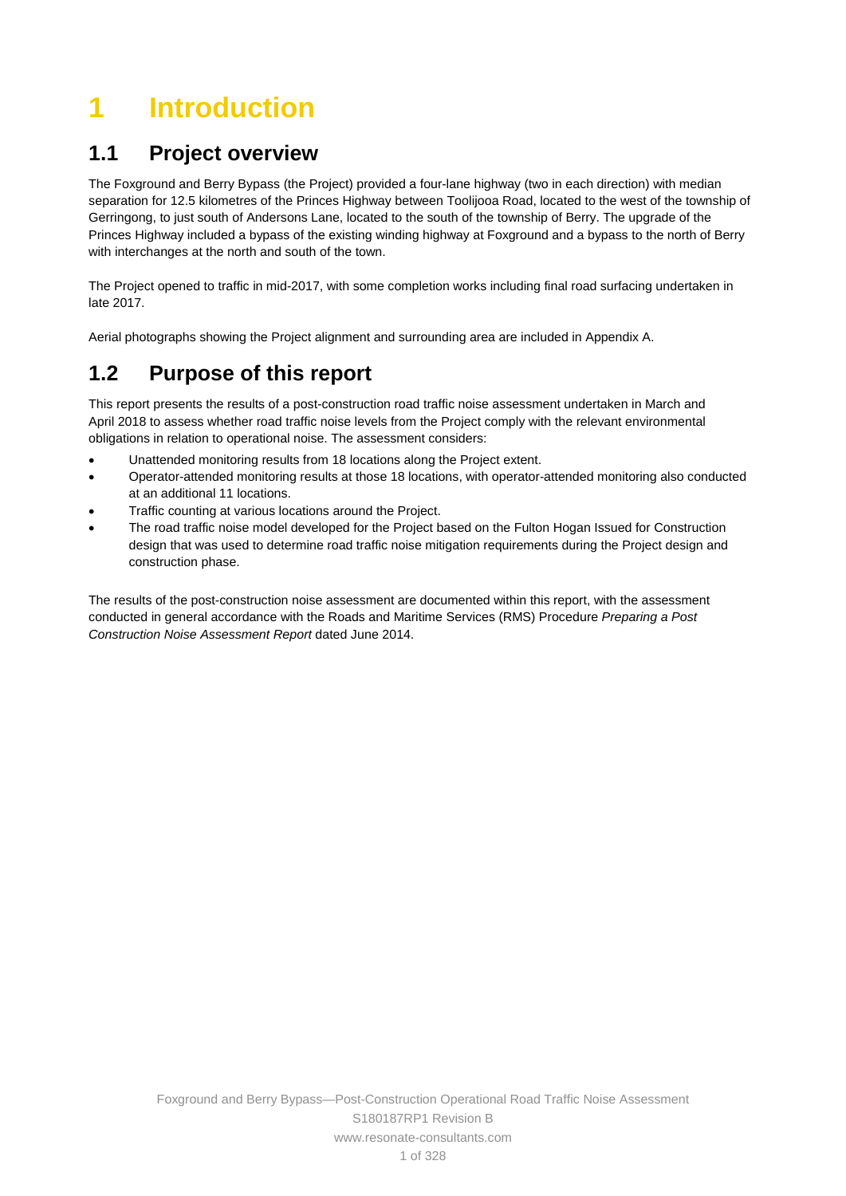# 1 Introduction

## 1.1 Project overview

The Foxground and Berry Bypass (the Project) provided a four-lane highway (two in each direction) with median separation for 12.5 kilometres of the Princes Highway between Toolijooa Road, located to the west of the township of Gerringong, to just south of Andersons Lane, located to the south of the township of Berry. The upgrade of the Princes Highway included a bypass of the existing winding highway at Foxground and a bypass to the north of Berry with interchanges at the north and south of the town.

The Project opened to traffic in mid-2017, with some completion works including final road surfacing undertaken in late 2017.

Aerial photographs showing the Project alignment and surrounding area are included in Appendix A.

## 1.2 Purpose of this report

This report presents the results of a post-construction road traffic noise assessment undertaken in March and April 2018 to assess whether road traffic noise levels from the Project comply with the relevant environmental obligations in relation to operational noise. The assessment considers:

- Unattended monitoring results from 18 locations along the Project extent.
- Operator-attended monitoring results at those 18 locations, with operator-attended monitoring also conducted at an additional 11 locations.
- Traffic counting at various locations around the Project.
- The road traffic noise model developed for the Project based on the Fulton Hogan Issued for Construction design that was used to determine road traffic noise mitigation requirements during the Project design and construction phase.

The results of the post-construction noise assessment are documented within this report, with the assessment conducted in general accordance with the Roads and Maritime Services (RMS) Procedure *Preparing a Post Construction Noise Assessment Report* dated June 2014.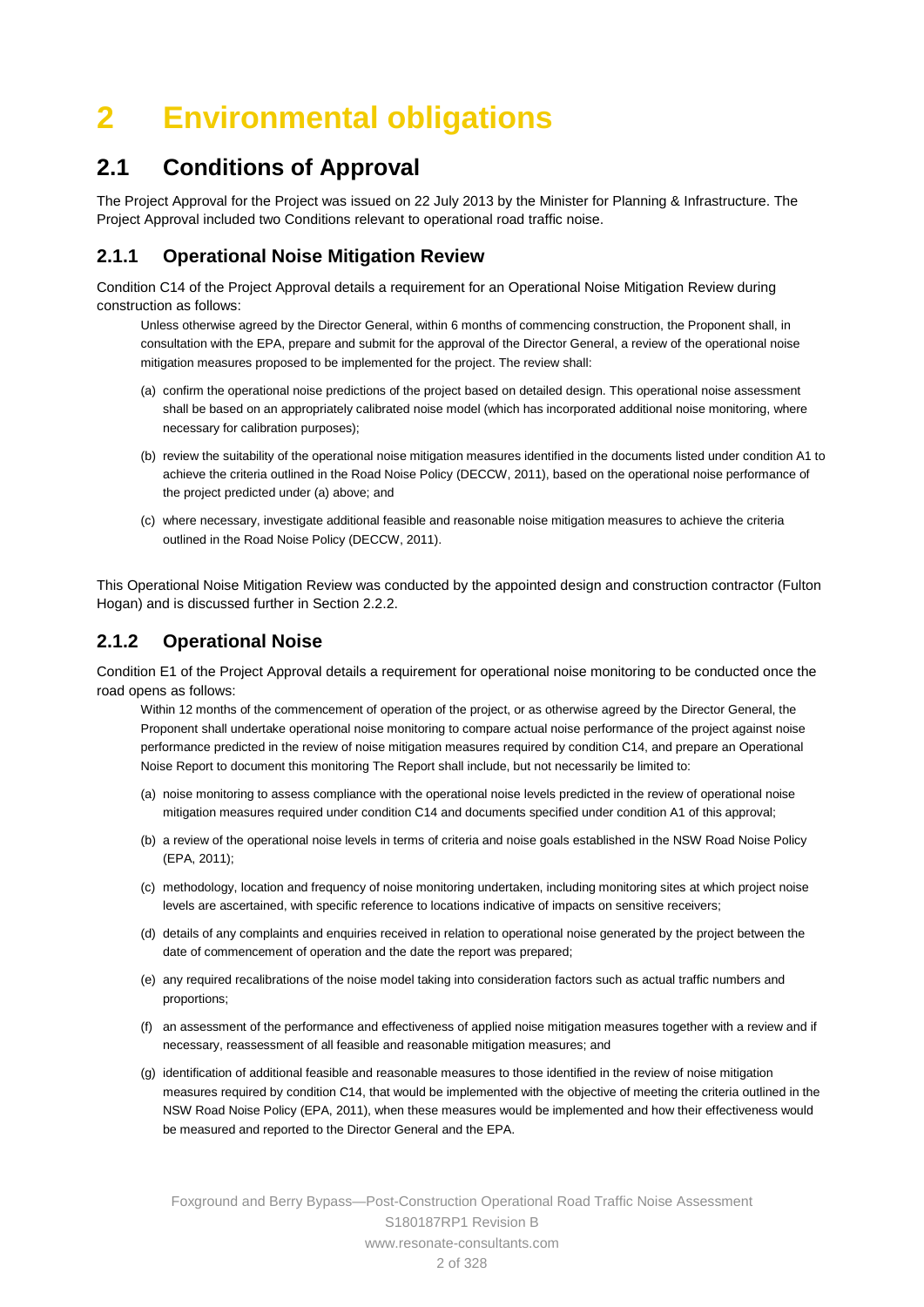# 2 Environmental obligations

## 2.1 Conditions of Approval

The Project Approval for the Project was issued on 22 July 2013 by the Minister for Planning & Infrastructure. The Project Approval included two Conditions relevant to operational road traffic noise.

### 2.1.1 Operational Noise Mitigation Review

Condition C14 of the Project Approval details a requirement for an Operational Noise Mitigation Review during construction as follows:

> Unless otherwise agreed by the Director General, within 6 months of commencing construction, the Proponent shall, in consultation with the EPA, prepare and submit for the approval of the Director General, a review of the operational noise mitigation measures proposed to be implemented for the project. The review shall:
>
> (a) confirm the operational noise predictions of the project based on detailed design. This operational noise assessment shall be based on an appropriately calibrated noise model (which has incorporated additional noise monitoring, where necessary for calibration purposes);
>
> (b) review the suitability of the operational noise mitigation measures identified in the documents listed under condition A1 to achieve the criteria outlined in the Road Noise Policy (DECCW, 2011), based on the operational noise performance of the project predicted under (a) above; and
>
> (c) where necessary, investigate additional feasible and reasonable noise mitigation measures to achieve the criteria outlined in the Road Noise Policy (DECCW, 2011).

This Operational Noise Mitigation Review was conducted by the appointed design and construction contractor (Fulton Hogan) and is discussed further in Section 2.2.2.

### 2.1.2 Operational Noise

Condition E1 of the Project Approval details a requirement for operational noise monitoring to be conducted once the road opens as follows:

> Within 12 months of the commencement of operation of the project, or as otherwise agreed by the Director General, the Proponent shall undertake operational noise monitoring to compare actual noise performance of the project against noise performance predicted in the review of noise mitigation measures required by condition C14, and prepare an Operational Noise Report to document this monitoring The Report shall include, but not necessarily be limited to:
>
> (a) noise monitoring to assess compliance with the operational noise levels predicted in the review of operational noise mitigation measures required under condition C14 and documents specified under condition A1 of this approval;
>
> (b) a review of the operational noise levels in terms of criteria and noise goals established in the NSW Road Noise Policy (EPA, 2011);
>
> (c) methodology, location and frequency of noise monitoring undertaken, including monitoring sites at which project noise levels are ascertained, with specific reference to locations indicative of impacts on sensitive receivers;
>
> (d) details of any complaints and enquiries received in relation to operational noise generated by the project between the date of commencement of operation and the date the report was prepared;
>
> (e) any required recalibrations of the noise model taking into consideration factors such as actual traffic numbers and proportions;
>
> (f) an assessment of the performance and effectiveness of applied noise mitigation measures together with a review and if necessary, reassessment of all feasible and reasonable mitigation measures; and
>
> (g) identification of additional feasible and reasonable measures to those identified in the review of noise mitigation measures required by condition C14, that would be implemented with the objective of meeting the criteria outlined in the NSW Road Noise Policy (EPA, 2011), when these measures would be implemented and how their effectiveness would be measured and reported to the Director General and the EPA.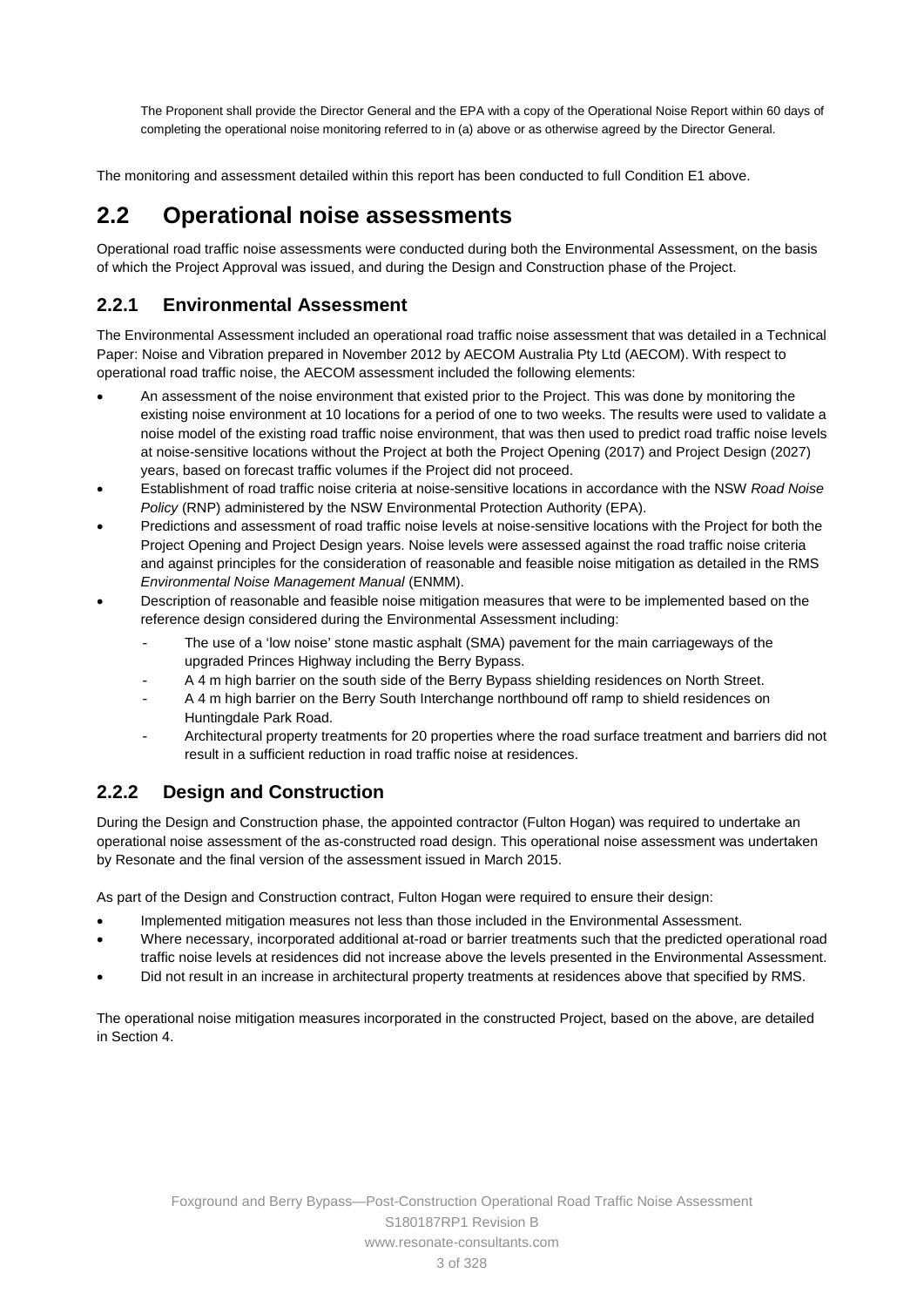The Proponent shall provide the Director General and the EPA with a copy of the Operational Noise Report within 60 days of completing the operational noise monitoring referred to in (a) above or as otherwise agreed by the Director General.

The monitoring and assessment detailed within this report has been conducted to full Condition E1 above.

## 2.2 Operational noise assessments

Operational road traffic noise assessments were conducted during both the Environmental Assessment, on the basis of which the Project Approval was issued, and during the Design and Construction phase of the Project.

### 2.2.1 Environmental Assessment

The Environmental Assessment included an operational road traffic noise assessment that was detailed in a Technical Paper: Noise and Vibration prepared in November 2012 by AECOM Australia Pty Ltd (AECOM). With respect to operational road traffic noise, the AECOM assessment included the following elements:

- An assessment of the noise environment that existed prior to the Project. This was done by monitoring the existing noise environment at 10 locations for a period of one to two weeks. The results were used to validate a noise model of the existing road traffic noise environment, that was then used to predict road traffic noise levels at noise-sensitive locations without the Project at both the Project Opening (2017) and Project Design (2027) years, based on forecast traffic volumes if the Project did not proceed.
- Establishment of road traffic noise criteria at noise-sensitive locations in accordance with the NSW *Road Noise Policy* (RNP) administered by the NSW Environmental Protection Authority (EPA).
- Predictions and assessment of road traffic noise levels at noise-sensitive locations with the Project for both the Project Opening and Project Design years. Noise levels were assessed against the road traffic noise criteria and against principles for the consideration of reasonable and feasible noise mitigation as detailed in the RMS *Environmental Noise Management Manual* (ENMM).
- Description of reasonable and feasible noise mitigation measures that were to be implemented based on the reference design considered during the Environmental Assessment including:
  - The use of a 'low noise' stone mastic asphalt (SMA) pavement for the main carriageways of the upgraded Princes Highway including the Berry Bypass.
  - A 4 m high barrier on the south side of the Berry Bypass shielding residences on North Street.
  - A 4 m high barrier on the Berry South Interchange northbound off ramp to shield residences on Huntingdale Park Road.
  - Architectural property treatments for 20 properties where the road surface treatment and barriers did not result in a sufficient reduction in road traffic noise at residences.

### 2.2.2 Design and Construction

During the Design and Construction phase, the appointed contractor (Fulton Hogan) was required to undertake an operational noise assessment of the as-constructed road design. This operational noise assessment was undertaken by Resonate and the final version of the assessment issued in March 2015.

As part of the Design and Construction contract, Fulton Hogan were required to ensure their design:

- Implemented mitigation measures not less than those included in the Environmental Assessment.
- Where necessary, incorporated additional at-road or barrier treatments such that the predicted operational road traffic noise levels at residences did not increase above the levels presented in the Environmental Assessment.
- Did not result in an increase in architectural property treatments at residences above that specified by RMS.

The operational noise mitigation measures incorporated in the constructed Project, based on the above, are detailed in Section 4.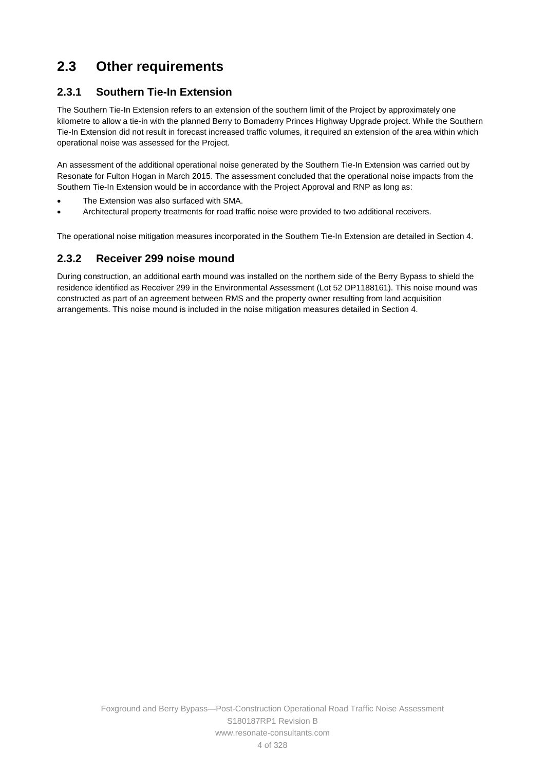## 2.3 Other requirements

### 2.3.1 Southern Tie-In Extension

The Southern Tie-In Extension refers to an extension of the southern limit of the Project by approximately one kilometre to allow a tie-in with the planned Berry to Bomaderry Princes Highway Upgrade project. While the Southern Tie-In Extension did not result in forecast increased traffic volumes, it required an extension of the area within which operational noise was assessed for the Project.

An assessment of the additional operational noise generated by the Southern Tie-In Extension was carried out by Resonate for Fulton Hogan in March 2015. The assessment concluded that the operational noise impacts from the Southern Tie-In Extension would be in accordance with the Project Approval and RNP as long as:

- The Extension was also surfaced with SMA.
- Architectural property treatments for road traffic noise were provided to two additional receivers.

The operational noise mitigation measures incorporated in the Southern Tie-In Extension are detailed in Section 4.

### 2.3.2 Receiver 299 noise mound

During construction, an additional earth mound was installed on the northern side of the Berry Bypass to shield the residence identified as Receiver 299 in the Environmental Assessment (Lot 52 DP1188161). This noise mound was constructed as part of an agreement between RMS and the property owner resulting from land acquisition arrangements. This noise mound is included in the noise mitigation measures detailed in Section 4.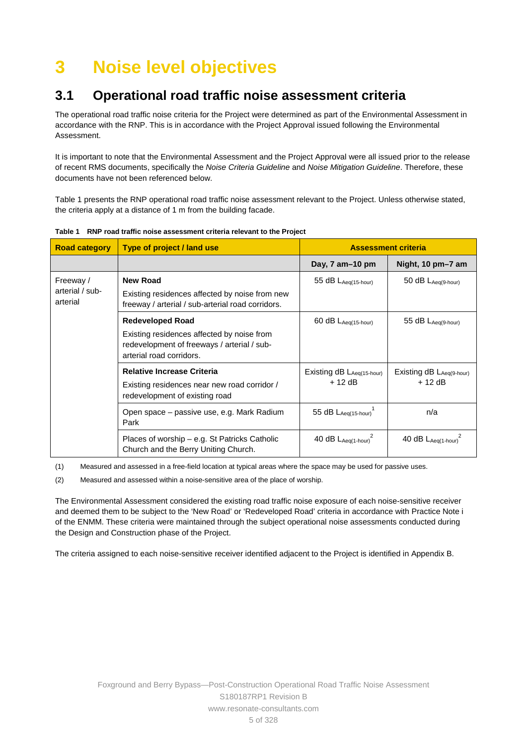# 3 Noise level objectives

## 3.1 Operational road traffic noise assessment criteria

The operational road traffic noise criteria for the Project were determined as part of the Environmental Assessment in accordance with the RNP. This is in accordance with the Project Approval issued following the Environmental Assessment.

It is important to note that the Environmental Assessment and the Project Approval were all issued prior to the release of recent RMS documents, specifically the *Noise Criteria Guideline* and *Noise Mitigation Guideline*. Therefore, these documents have not been referenced below.

Table 1 presents the RNP operational road traffic noise assessment relevant to the Project. Unless otherwise stated, the criteria apply at a distance of 1 m from the building facade.

**Table 1 RNP road traffic noise assessment criteria relevant to the Project**

| Road category | Type of project / land use | Assessment criteria | |
|---|---|---|---|
| | | **Day, 7 am–10 pm** | **Night, 10 pm–7 am** |
| Freeway / arterial / sub-arterial | **New Road** <br> Existing residences affected by noise from new freeway / arterial / sub-arterial road corridors. | 55 dB $L_{Aeq(15\text{-}hour)}$ | 50 dB $L_{Aeq(9\text{-}hour)}$ |
| | **Redeveloped Road** <br> Existing residences affected by noise from redevelopment of freeways / arterial / sub-arterial road corridors. | 60 dB $L_{Aeq(15\text{-}hour)}$ | 55 dB $L_{Aeq(9\text{-}hour)}$ |
| | **Relative Increase Criteria** <br> Existing residences near new road corridor / redevelopment of existing road | Existing dB $L_{Aeq(15\text{-}hour)}$ + 12 dB | Existing dB $L_{Aeq(9\text{-}hour)}$ + 12 dB |
| | Open space – passive use, e.g. Mark Radium Park | 55 dB $L_{Aeq(15\text{-}hour)}$ [1] | n/a |
| | Places of worship – e.g. St Patricks Catholic Church and the Berry Uniting Church. | 40 dB $L_{Aeq(1\text{-}hour)}$ [2] | 40 dB $L_{Aeq(1\text{-}hour)}$ [2] |

(1) Measured and assessed in a free-field location at typical areas where the space may be used for passive uses.

(2) Measured and assessed within a noise-sensitive area of the place of worship.

The Environmental Assessment considered the existing road traffic noise exposure of each noise-sensitive receiver and deemed them to be subject to the 'New Road' or 'Redeveloped Road' criteria in accordance with Practice Note i of the ENMM. These criteria were maintained through the subject operational noise assessments conducted during the Design and Construction phase of the Project.

The criteria assigned to each noise-sensitive receiver identified adjacent to the Project is identified in Appendix B.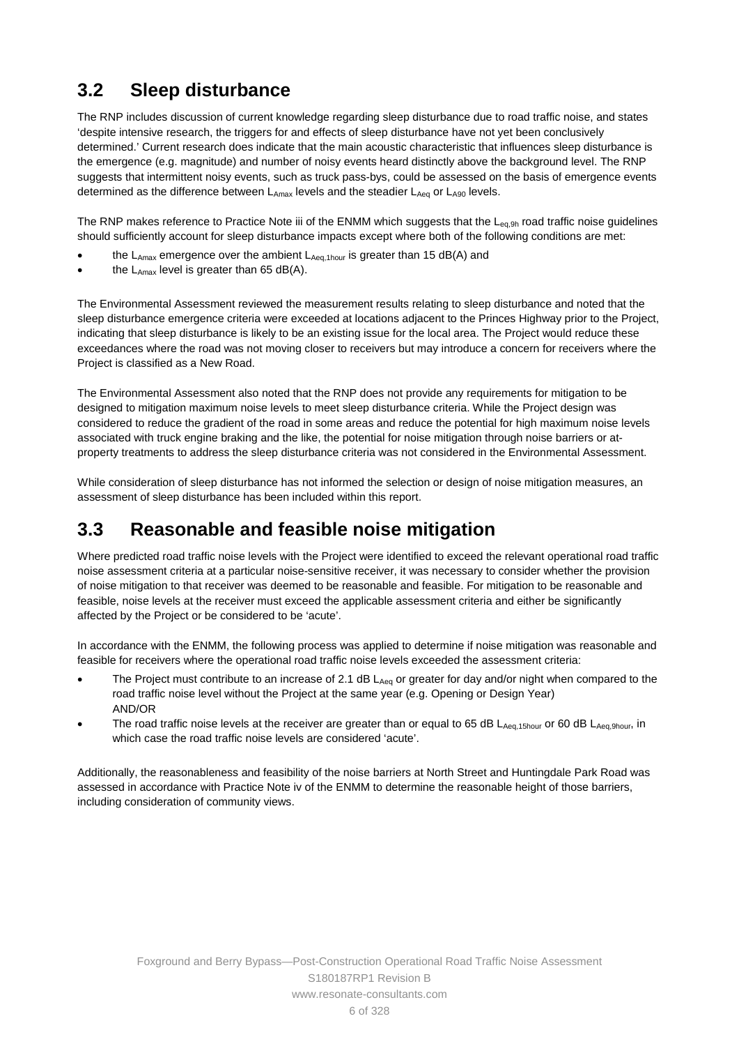## 3.2 Sleep disturbance

The RNP includes discussion of current knowledge regarding sleep disturbance due to road traffic noise, and states 'despite intensive research, the triggers for and effects of sleep disturbance have not yet been conclusively determined.' Current research does indicate that the main acoustic characteristic that influences sleep disturbance is the emergence (e.g. magnitude) and number of noisy events heard distinctly above the background level. The RNP suggests that intermittent noisy events, such as truck pass-bys, could be assessed on the basis of emergence events determined as the difference between $L_{Amax}$ levels and the steadier $L_{Aeq}$ or $L_{A90}$ levels.

The RNP makes reference to Practice Note iii of the ENMM which suggests that the $L_{eq,9h}$ road traffic noise guidelines should sufficiently account for sleep disturbance impacts except where both of the following conditions are met:

- the $L_{Amax}$ emergence over the ambient $L_{Aeq,1hour}$ is greater than 15 dB(A) and
- the $L_{Amax}$ level is greater than 65 dB(A).

The Environmental Assessment reviewed the measurement results relating to sleep disturbance and noted that the sleep disturbance emergence criteria were exceeded at locations adjacent to the Princes Highway prior to the Project, indicating that sleep disturbance is likely to be an existing issue for the local area. The Project would reduce these exceedances where the road was not moving closer to receivers but may introduce a concern for receivers where the Project is classified as a New Road.

The Environmental Assessment also noted that the RNP does not provide any requirements for mitigation to be designed to mitigation maximum noise levels to meet sleep disturbance criteria. While the Project design was considered to reduce the gradient of the road in some areas and reduce the potential for high maximum noise levels associated with truck engine braking and the like, the potential for noise mitigation through noise barriers or at-property treatments to address the sleep disturbance criteria was not considered in the Environmental Assessment.

While consideration of sleep disturbance has not informed the selection or design of noise mitigation measures, an assessment of sleep disturbance has been included within this report.

## 3.3 Reasonable and feasible noise mitigation

Where predicted road traffic noise levels with the Project were identified to exceed the relevant operational road traffic noise assessment criteria at a particular noise-sensitive receiver, it was necessary to consider whether the provision of noise mitigation to that receiver was deemed to be reasonable and feasible. For mitigation to be reasonable and feasible, noise levels at the receiver must exceed the applicable assessment criteria and either be significantly affected by the Project or be considered to be 'acute'.

In accordance with the ENMM, the following process was applied to determine if noise mitigation was reasonable and feasible for receivers where the operational road traffic noise levels exceeded the assessment criteria:

- The Project must contribute to an increase of 2.1 dB $L_{Aeq}$ or greater for day and/or night when compared to the road traffic noise level without the Project at the same year (e.g. Opening or Design Year)
  AND/OR
- The road traffic noise levels at the receiver are greater than or equal to 65 dB $L_{Aeq,15hour}$ or 60 dB $L_{Aeq,9hour}$, in which case the road traffic noise levels are considered 'acute'.

Additionally, the reasonableness and feasibility of the noise barriers at North Street and Huntingdale Park Road was assessed in accordance with Practice Note iv of the ENMM to determine the reasonable height of those barriers, including consideration of community views.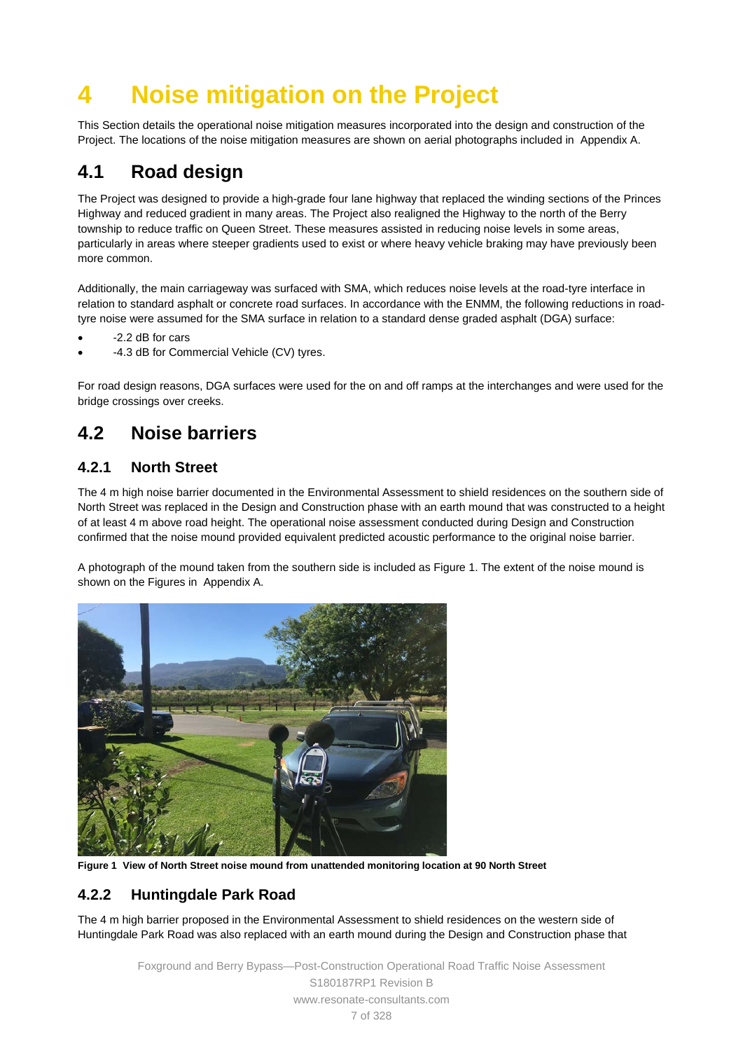# 4 Noise mitigation on the Project

This Section details the operational noise mitigation measures incorporated into the design and construction of the Project. The locations of the noise mitigation measures are shown on aerial photographs included in Appendix A.

## 4.1 Road design

The Project was designed to provide a high-grade four lane highway that replaced the winding sections of the Princes Highway and reduced gradient in many areas. The Project also realigned the Highway to the north of the Berry township to reduce traffic on Queen Street. These measures assisted in reducing noise levels in some areas, particularly in areas where steeper gradients used to exist or where heavy vehicle braking may have previously been more common.

Additionally, the main carriageway was surfaced with SMA, which reduces noise levels at the road-tyre interface in relation to standard asphalt or concrete road surfaces. In accordance with the ENMM, the following reductions in road-tyre noise were assumed for the SMA surface in relation to a standard dense graded asphalt (DGA) surface:

- -2.2 dB for cars
- -4.3 dB for Commercial Vehicle (CV) tyres.

For road design reasons, DGA surfaces were used for the on and off ramps at the interchanges and were used for the bridge crossings over creeks.

## 4.2 Noise barriers

### 4.2.1 North Street

The 4 m high noise barrier documented in the Environmental Assessment to shield residences on the southern side of North Street was replaced in the Design and Construction phase with an earth mound that was constructed to a height of at least 4 m above road height. The operational noise assessment conducted during Design and Construction confirmed that the noise mound provided equivalent predicted acoustic performance to the original noise barrier.

A photograph of the mound taken from the southern side is included as Figure 1. The extent of the noise mound is shown on the Figures in Appendix A.

**Figure 1 View of North Street noise mound from unattended monitoring location at 90 North Street**

### 4.2.2 Huntingdale Park Road

The 4 m high barrier proposed in the Environmental Assessment to shield residences on the western side of Huntingdale Park Road was also replaced with an earth mound during the Design and Construction phase that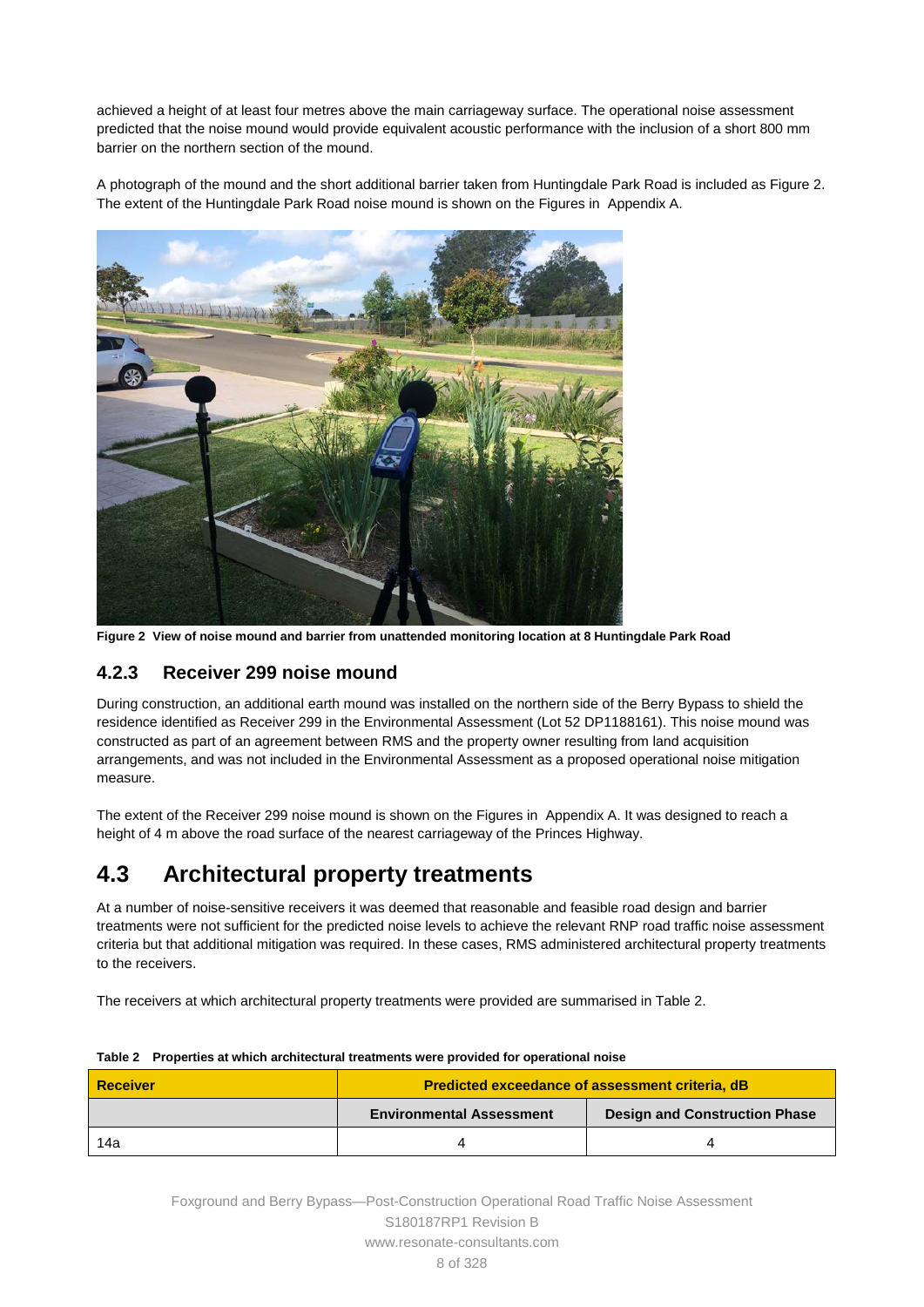achieved a height of at least four metres above the main carriageway surface. The operational noise assessment predicted that the noise mound would provide equivalent acoustic performance with the inclusion of a short 800 mm barrier on the northern section of the mound.

A photograph of the mound and the short additional barrier taken from Huntingdale Park Road is included as Figure 2. The extent of the Huntingdale Park Road noise mound is shown on the Figures in Appendix A.

**Figure 2 View of noise mound and barrier from unattended monitoring location at 8 Huntingdale Park Road**

### 4.2.3 Receiver 299 noise mound

During construction, an additional earth mound was installed on the northern side of the Berry Bypass to shield the residence identified as Receiver 299 in the Environmental Assessment (Lot 52 DP1188161). This noise mound was constructed as part of an agreement between RMS and the property owner resulting from land acquisition arrangements, and was not included in the Environmental Assessment as a proposed operational noise mitigation measure.

The extent of the Receiver 299 noise mound is shown on the Figures in Appendix A. It was designed to reach a height of 4 m above the road surface of the nearest carriageway of the Princes Highway.

## 4.3 Architectural property treatments

At a number of noise-sensitive receivers it was deemed that reasonable and feasible road design and barrier treatments were not sufficient for the predicted noise levels to achieve the relevant RNP road traffic noise assessment criteria but that additional mitigation was required. In these cases, RMS administered architectural property treatments to the receivers.

The receivers at which architectural property treatments were provided are summarised in Table 2.

**Table 2 Properties at which architectural treatments were provided for operational noise**

| Receiver | Predicted exceedance of assessment criteria, dB | |
|---|---|---|
| | Environmental Assessment | Design and Construction Phase |
| 14a | 4 | 4 |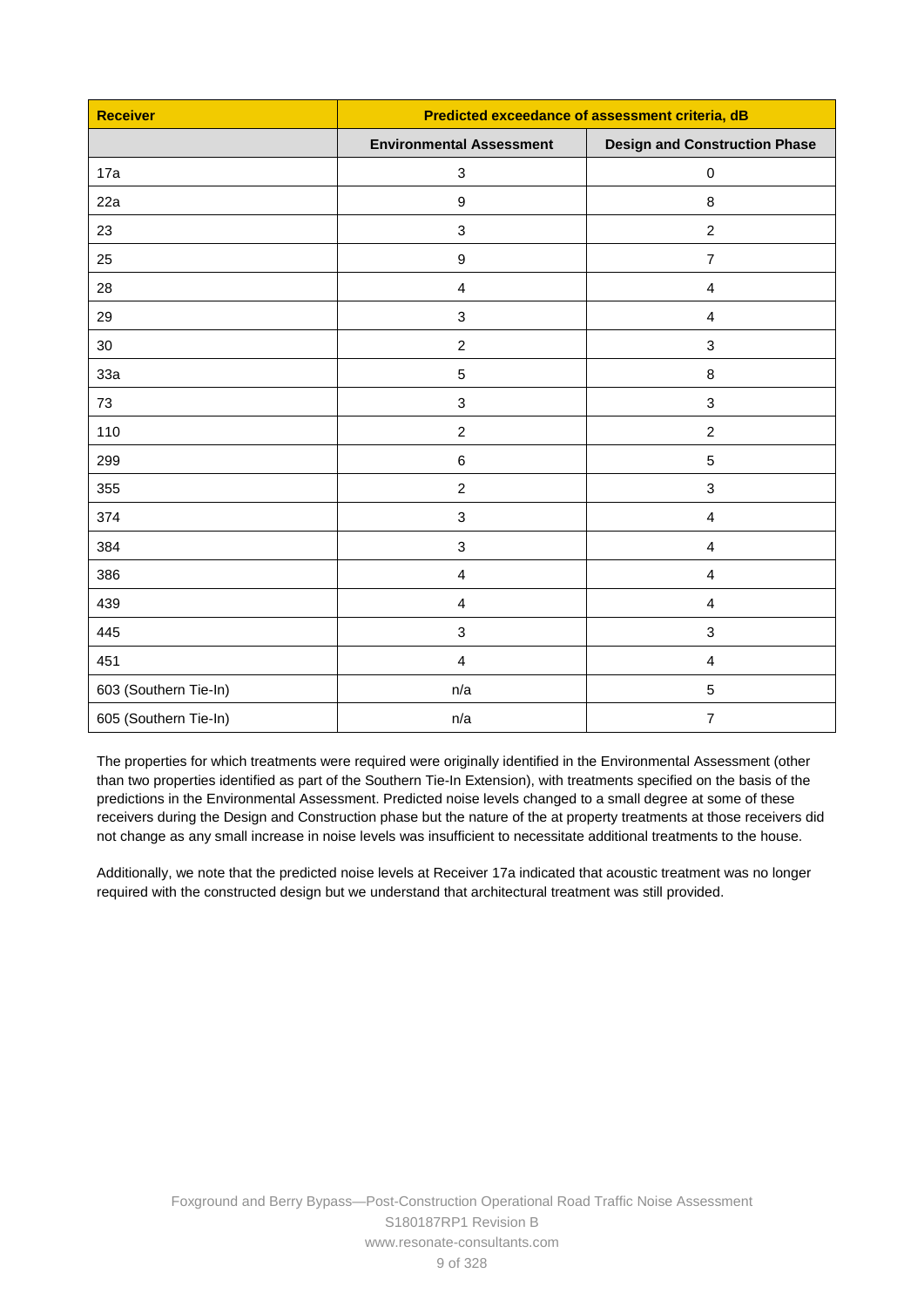| Receiver | Predicted exceedance of assessment criteria, dB | |
|---|---|---|
| | Environmental Assessment | Design and Construction Phase |
| 17a | 3 | 0 |
| 22a | 9 | 8 |
| 23 | 3 | 2 |
| 25 | 9 | 7 |
| 28 | 4 | 4 |
| 29 | 3 | 4 |
| 30 | 2 | 3 |
| 33a | 5 | 8 |
| 73 | 3 | 3 |
| 110 | 2 | 2 |
| 299 | 6 | 5 |
| 355 | 2 | 3 |
| 374 | 3 | 4 |
| 384 | 3 | 4 |
| 386 | 4 | 4 |
| 439 | 4 | 4 |
| 445 | 3 | 3 |
| 451 | 4 | 4 |
| 603 (Southern Tie-In) | n/a | 5 |
| 605 (Southern Tie-In) | n/a | 7 |

The properties for which treatments were required were originally identified in the Environmental Assessment (other than two properties identified as part of the Southern Tie-In Extension), with treatments specified on the basis of the predictions in the Environmental Assessment. Predicted noise levels changed to a small degree at some of these receivers during the Design and Construction phase but the nature of the at property treatments at those receivers did not change as any small increase in noise levels was insufficient to necessitate additional treatments to the house.

Additionally, we note that the predicted noise levels at Receiver 17a indicated that acoustic treatment was no longer required with the constructed design but we understand that architectural treatment was still provided.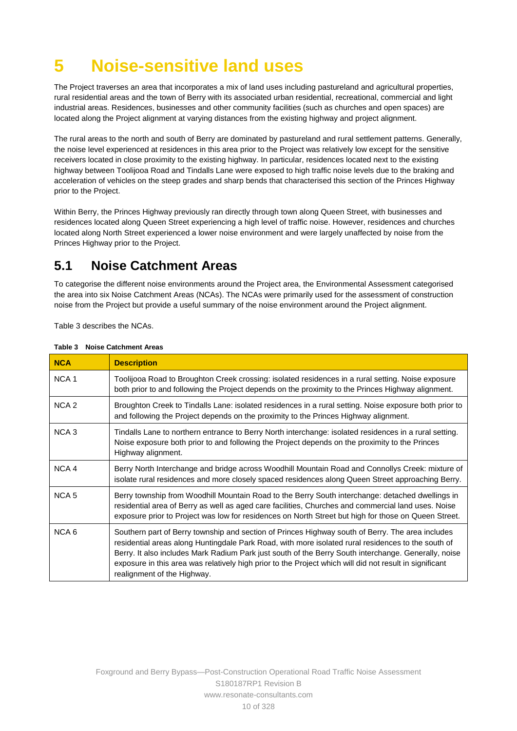# 5 Noise-sensitive land uses

The Project traverses an area that incorporates a mix of land uses including pastureland and agricultural properties, rural residential areas and the town of Berry with its associated urban residential, recreational, commercial and light industrial areas. Residences, businesses and other community facilities (such as churches and open spaces) are located along the Project alignment at varying distances from the existing highway and project alignment.

The rural areas to the north and south of Berry are dominated by pastureland and rural settlement patterns. Generally, the noise level experienced at residences in this area prior to the Project was relatively low except for the sensitive receivers located in close proximity to the existing highway. In particular, residences located next to the existing highway between Toolijooa Road and Tindalls Lane were exposed to high traffic noise levels due to the braking and acceleration of vehicles on the steep grades and sharp bends that characterised this section of the Princes Highway prior to the Project.

Within Berry, the Princes Highway previously ran directly through town along Queen Street, with businesses and residences located along Queen Street experiencing a high level of traffic noise. However, residences and churches located along North Street experienced a lower noise environment and were largely unaffected by noise from the Princes Highway prior to the Project.

## 5.1 Noise Catchment Areas

To categorise the different noise environments around the Project area, the Environmental Assessment categorised the area into six Noise Catchment Areas (NCAs). The NCAs were primarily used for the assessment of construction noise from the Project but provide a useful summary of the noise environment around the Project alignment.

Table 3 describes the NCAs.

**Table 3 Noise Catchment Areas**

| NCA | Description |
|---|---|
| NCA 1 | Toolijooa Road to Broughton Creek crossing: isolated residences in a rural setting. Noise exposure both prior to and following the Project depends on the proximity to the Princes Highway alignment. |
| NCA 2 | Broughton Creek to Tindalls Lane: isolated residences in a rural setting. Noise exposure both prior to and following the Project depends on the proximity to the Princes Highway alignment. |
| NCA 3 | Tindalls Lane to northern entrance to Berry North interchange: isolated residences in a rural setting. Noise exposure both prior to and following the Project depends on the proximity to the Princes Highway alignment. |
| NCA 4 | Berry North Interchange and bridge across Woodhill Mountain Road and Connollys Creek: mixture of isolate rural residences and more closely spaced residences along Queen Street approaching Berry. |
| NCA 5 | Berry township from Woodhill Mountain Road to the Berry South interchange: detached dwellings in residential area of Berry as well as aged care facilities, Churches and commercial land uses. Noise exposure prior to Project was low for residences on North Street but high for those on Queen Street. |
| NCA 6 | Southern part of Berry township and section of Princes Highway south of Berry. The area includes residential areas along Huntingdale Park Road, with more isolated rural residences to the south of Berry. It also includes Mark Radium Park just south of the Berry South interchange. Generally, noise exposure in this area was relatively high prior to the Project which will did not result in significant realignment of the Highway. |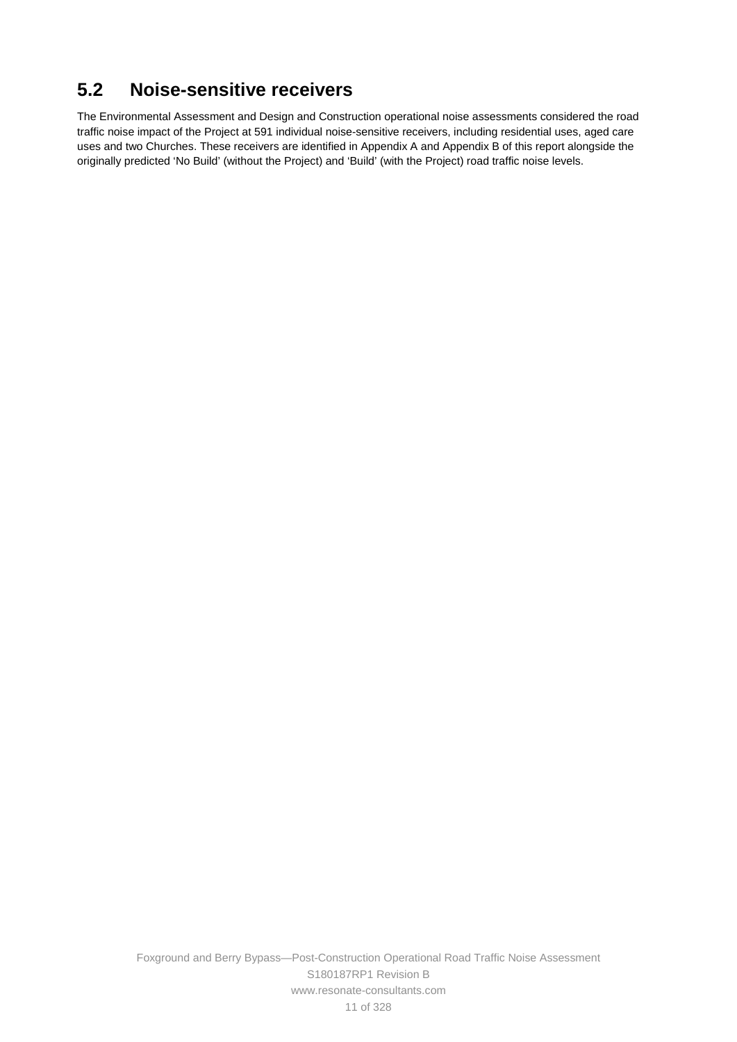## 5.2 Noise-sensitive receivers

The Environmental Assessment and Design and Construction operational noise assessments considered the road traffic noise impact of the Project at 591 individual noise-sensitive receivers, including residential uses, aged care uses and two Churches. These receivers are identified in Appendix A and Appendix B of this report alongside the originally predicted 'No Build' (without the Project) and 'Build' (with the Project) road traffic noise levels.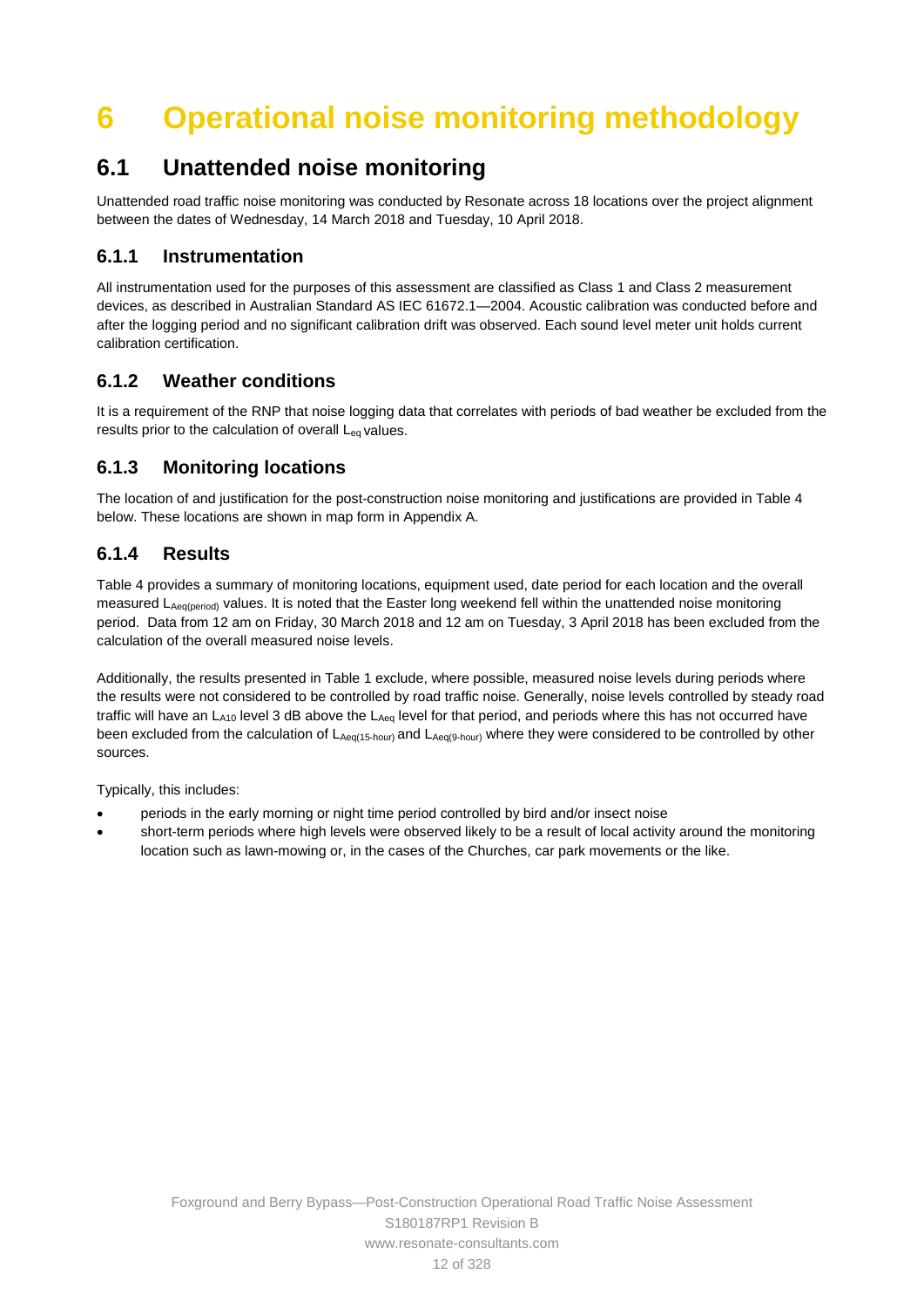# 6 Operational noise monitoring methodology

## 6.1 Unattended noise monitoring

Unattended road traffic noise monitoring was conducted by Resonate across 18 locations over the project alignment between the dates of Wednesday, 14 March 2018 and Tuesday, 10 April 2018.

### 6.1.1 Instrumentation

All instrumentation used for the purposes of this assessment are classified as Class 1 and Class 2 measurement devices, as described in Australian Standard AS IEC 61672.1—2004. Acoustic calibration was conducted before and after the logging period and no significant calibration drift was observed. Each sound level meter unit holds current calibration certification.

### 6.1.2 Weather conditions

It is a requirement of the RNP that noise logging data that correlates with periods of bad weather be excluded from the results prior to the calculation of overall $L_{eq}$ values.

### 6.1.3 Monitoring locations

The location of and justification for the post-construction noise monitoring and justifications are provided in Table 4 below. These locations are shown in map form in Appendix A.

### 6.1.4 Results

Table 4 provides a summary of monitoring locations, equipment used, date period for each location and the overall measured $L_{Aeq(period)}$ values. It is noted that the Easter long weekend fell within the unattended noise monitoring period. Data from 12 am on Friday, 30 March 2018 and 12 am on Tuesday, 3 April 2018 has been excluded from the calculation of the overall measured noise levels.

Additionally, the results presented in Table 1 exclude, where possible, measured noise levels during periods where the results were not considered to be controlled by road traffic noise. Generally, noise levels controlled by steady road traffic will have an $L_{A10}$ level 3 dB above the $L_{Aeq}$ level for that period, and periods where this has not occurred have been excluded from the calculation of $L_{Aeq(15\text{-hour})}$ and $L_{Aeq(9\text{-hour})}$ where they were considered to be controlled by other sources.

Typically, this includes:

- periods in the early morning or night time period controlled by bird and/or insect noise
- short-term periods where high levels were observed likely to be a result of local activity around the monitoring location such as lawn-mowing or, in the cases of the Churches, car park movements or the like.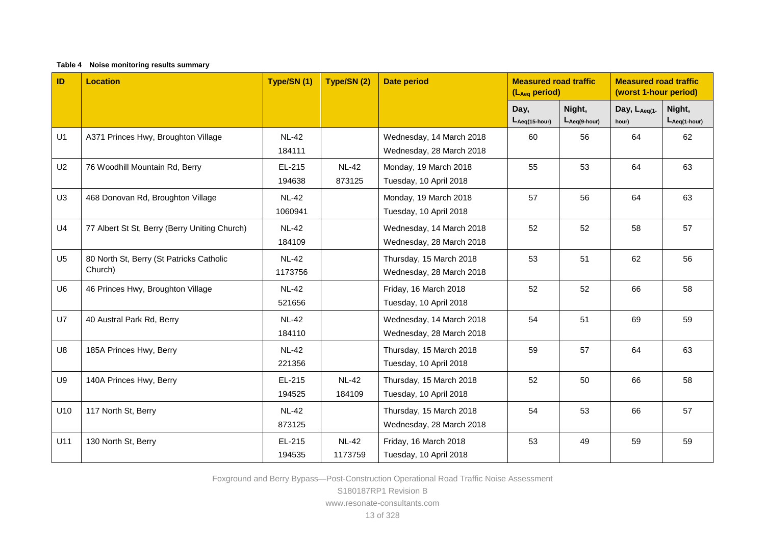**Table 4 Noise monitoring results summary**

| ID | Location | Type/SN (1) | Type/SN (2) | Date period | Measured road traffic ($L_{Aeq}$ period) | | Measured road traffic (worst 1-hour period) | |
|---|---|---|---|---|---|---|---|---|
| | | | | | Day, $L_{Aeq(15\text{-}hour)}$ | Night, $L_{Aeq(9\text{-}hour)}$ | Day, $L_{Aeq(1\text{-}hour)}$ | Night, $L_{Aeq(1\text{-}hour)}$ |
| U1 | A371 Princes Hwy, Broughton Village | NL-42 184111 | | Wednesday, 14 March 2018 Wednesday, 28 March 2018 | 60 | 56 | 64 | 62 |
| U2 | 76 Woodhill Mountain Rd, Berry | EL-215 194638 | NL-42 873125 | Monday, 19 March 2018 Tuesday, 10 April 2018 | 55 | 53 | 64 | 63 |
| U3 | 468 Donovan Rd, Broughton Village | NL-42 1060941 | | Monday, 19 March 2018 Tuesday, 10 April 2018 | 57 | 56 | 64 | 63 |
| U4 | 77 Albert St St, Berry (Berry Uniting Church) | NL-42 184109 | | Wednesday, 14 March 2018 Wednesday, 28 March 2018 | 52 | 52 | 58 | 57 |
| U5 | 80 North St, Berry (St Patricks Catholic Church) | NL-42 1173756 | | Thursday, 15 March 2018 Wednesday, 28 March 2018 | 53 | 51 | 62 | 56 |
| U6 | 46 Princes Hwy, Broughton Village | NL-42 521656 | | Friday, 16 March 2018 Tuesday, 10 April 2018 | 52 | 52 | 66 | 58 |
| U7 | 40 Austral Park Rd, Berry | NL-42 184110 | | Wednesday, 14 March 2018 Wednesday, 28 March 2018 | 54 | 51 | 69 | 59 |
| U8 | 185A Princes Hwy, Berry | NL-42 221356 | | Thursday, 15 March 2018 Tuesday, 10 April 2018 | 59 | 57 | 64 | 63 |
| U9 | 140A Princes Hwy, Berry | EL-215 194525 | NL-42 184109 | Thursday, 15 March 2018 Tuesday, 10 April 2018 | 52 | 50 | 66 | 58 |
| U10 | 117 North St, Berry | NL-42 873125 | | Thursday, 15 March 2018 Wednesday, 28 March 2018 | 54 | 53 | 66 | 57 |
| U11 | 130 North St, Berry | EL-215 194535 | NL-42 1173759 | Friday, 16 March 2018 Tuesday, 10 April 2018 | 53 | 49 | 59 | 59 |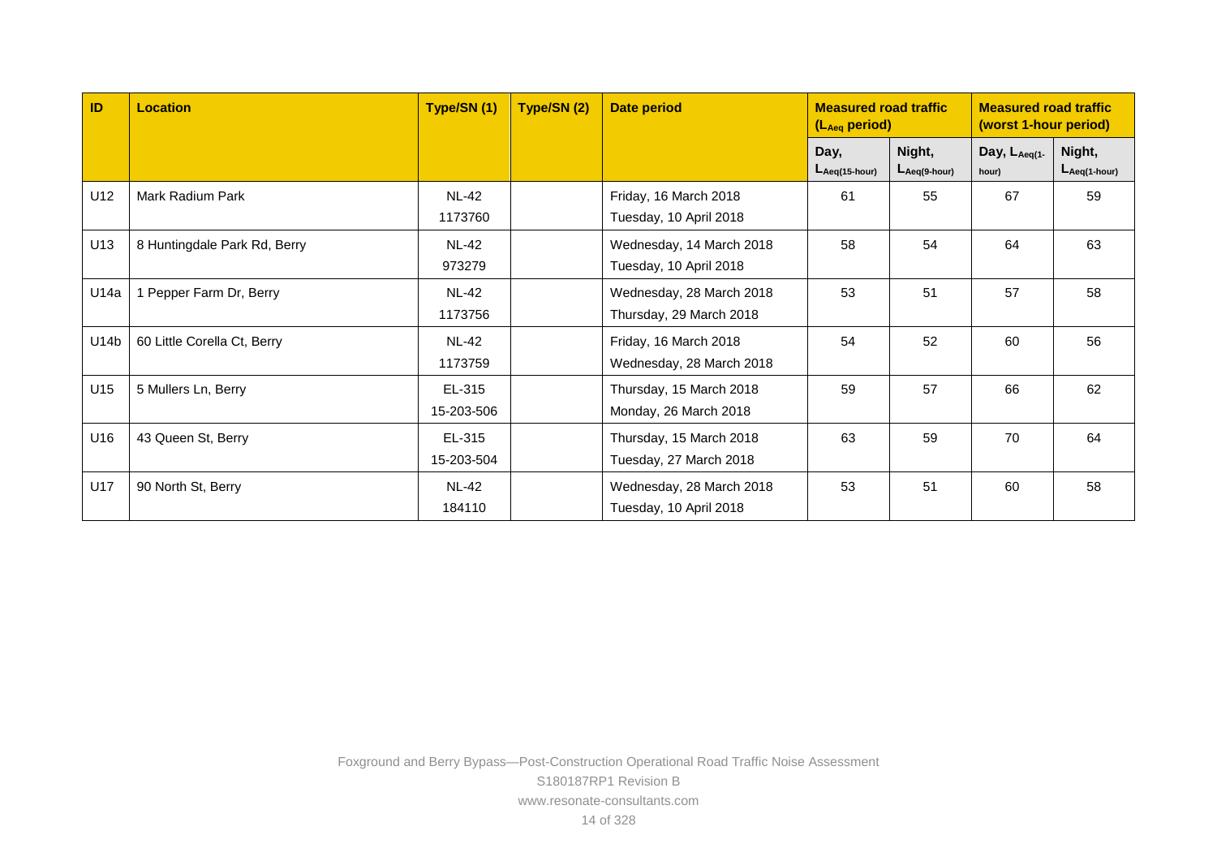| ID | Location | Type/SN (1) | Type/SN (2) | Date period | Measured road traffic ($L_{Aeq}$ period) | | Measured road traffic (worst 1-hour period) | |
|---|---|---|---|---|---|---|---|---|
| | | | | | Day, $L_{Aeq(15\text{-}hour)}$ | Night, $L_{Aeq(9\text{-}hour)}$ | Day, $L_{Aeq(1\text{-}hour)}$ | Night, $L_{Aeq(1\text{-}hour)}$ |
| U12 | Mark Radium Park | NL-42 1173760 | | Friday, 16 March 2018 Tuesday, 10 April 2018 | 61 | 55 | 67 | 59 |
| U13 | 8 Huntingdale Park Rd, Berry | NL-42 973279 | | Wednesday, 14 March 2018 Tuesday, 10 April 2018 | 58 | 54 | 64 | 63 |
| U14a | 1 Pepper Farm Dr, Berry | NL-42 1173756 | | Wednesday, 28 March 2018 Thursday, 29 March 2018 | 53 | 51 | 57 | 58 |
| U14b | 60 Little Corella Ct, Berry | NL-42 1173759 | | Friday, 16 March 2018 Wednesday, 28 March 2018 | 54 | 52 | 60 | 56 |
| U15 | 5 Mullers Ln, Berry | EL-315 15-203-506 | | Thursday, 15 March 2018 Monday, 26 March 2018 | 59 | 57 | 66 | 62 |
| U16 | 43 Queen St, Berry | EL-315 15-203-504 | | Thursday, 15 March 2018 Tuesday, 27 March 2018 | 63 | 59 | 70 | 64 |
| U17 | 90 North St, Berry | NL-42 184110 | | Wednesday, 28 March 2018 Tuesday, 10 April 2018 | 53 | 51 | 60 | 58 |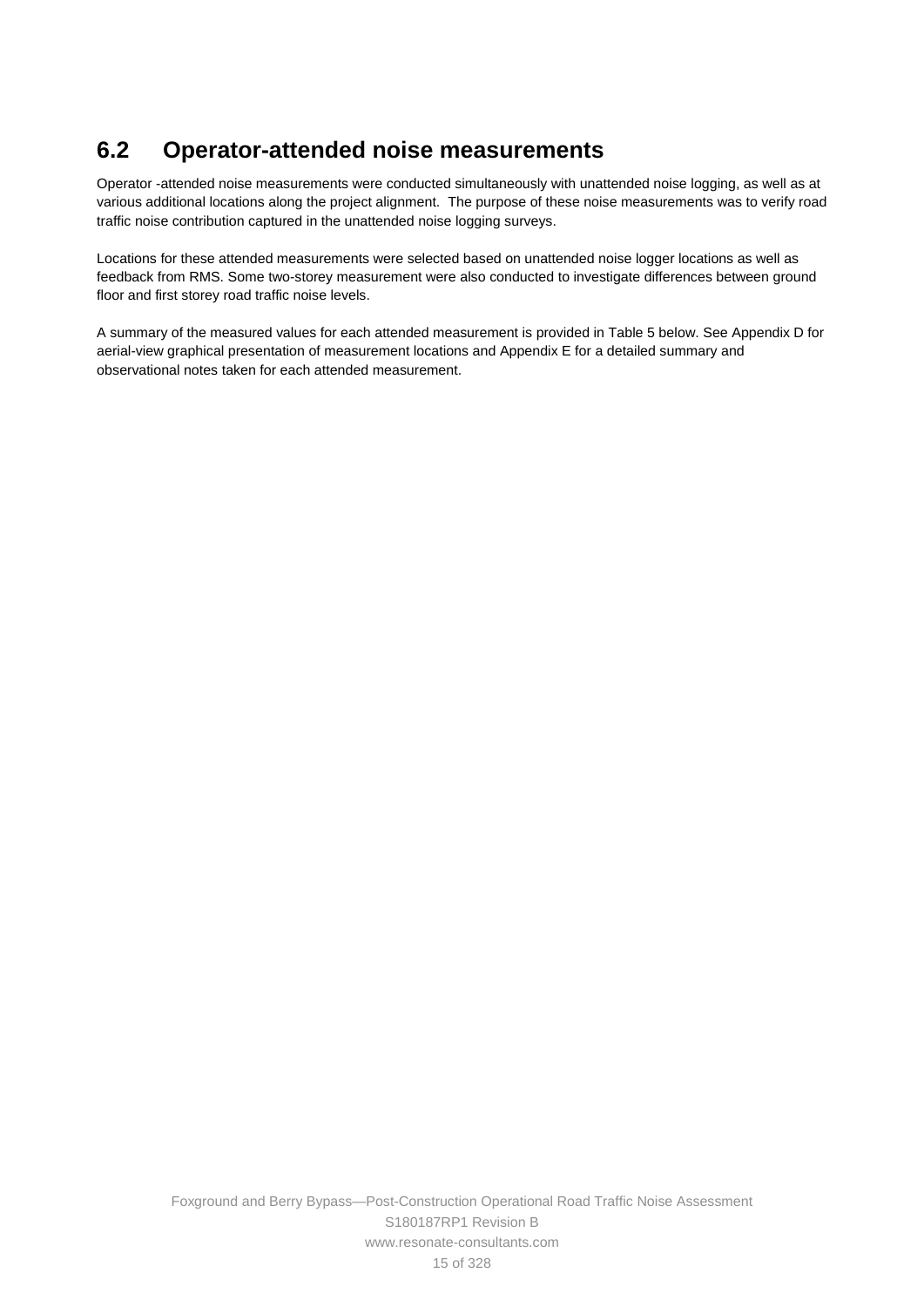## 6.2 Operator-attended noise measurements

Operator -attended noise measurements were conducted simultaneously with unattended noise logging, as well as at various additional locations along the project alignment. The purpose of these noise measurements was to verify road traffic noise contribution captured in the unattended noise logging surveys.

Locations for these attended measurements were selected based on unattended noise logger locations as well as feedback from RMS. Some two-storey measurement were also conducted to investigate differences between ground floor and first storey road traffic noise levels.

A summary of the measured values for each attended measurement is provided in Table 5 below. See Appendix D for aerial-view graphical presentation of measurement locations and Appendix E for a detailed summary and observational notes taken for each attended measurement.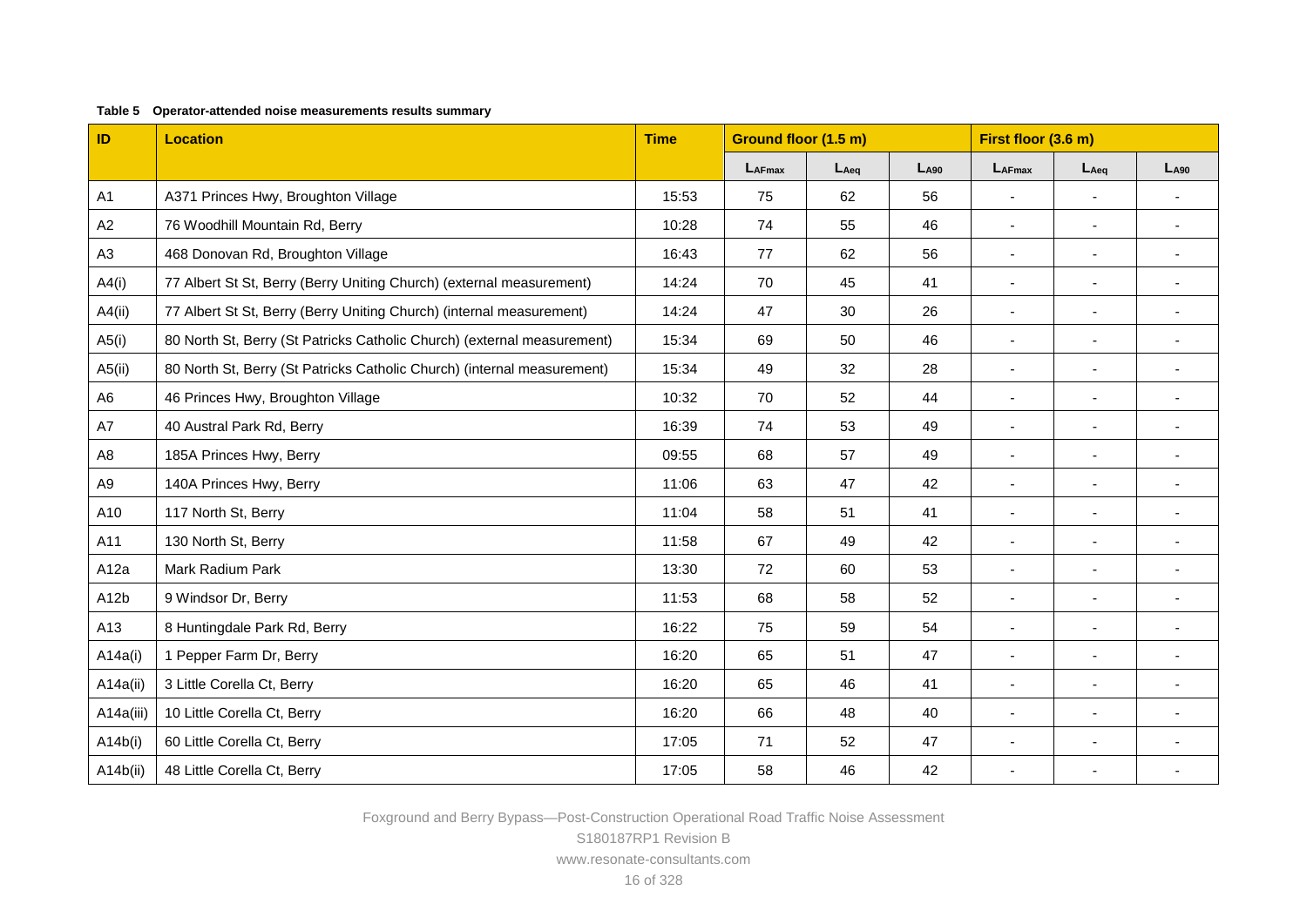**Table 5 Operator-attended noise measurements results summary**

| ID | Location | Time | Ground floor (1.5 m) | | | First floor (3.6 m) | | |
|---|---|---|---|---|---|---|---|---|
| | | | $L_{AFmax}$ | $L_{Aeq}$ | $L_{A90}$ | $L_{AFmax}$ | $L_{Aeq}$ | $L_{A90}$ |
| A1 | A371 Princes Hwy, Broughton Village | 15:53 | 75 | 62 | 56 | - | - | - |
| A2 | 76 Woodhill Mountain Rd, Berry | 10:28 | 74 | 55 | 46 | - | - | - |
| A3 | 468 Donovan Rd, Broughton Village | 16:43 | 77 | 62 | 56 | - | - | - |
| A4(i) | 77 Albert St St, Berry (Berry Uniting Church) (external measurement) | 14:24 | 70 | 45 | 41 | - | - | - |
| A4(ii) | 77 Albert St St, Berry (Berry Uniting Church) (internal measurement) | 14:24 | 47 | 30 | 26 | - | - | - |
| A5(i) | 80 North St, Berry (St Patricks Catholic Church) (external measurement) | 15:34 | 69 | 50 | 46 | - | - | - |
| A5(ii) | 80 North St, Berry (St Patricks Catholic Church) (internal measurement) | 15:34 | 49 | 32 | 28 | - | - | - |
| A6 | 46 Princes Hwy, Broughton Village | 10:32 | 70 | 52 | 44 | - | - | - |
| A7 | 40 Austral Park Rd, Berry | 16:39 | 74 | 53 | 49 | - | - | - |
| A8 | 185A Princes Hwy, Berry | 09:55 | 68 | 57 | 49 | - | - | - |
| A9 | 140A Princes Hwy, Berry | 11:06 | 63 | 47 | 42 | - | - | - |
| A10 | 117 North St, Berry | 11:04 | 58 | 51 | 41 | - | - | - |
| A11 | 130 North St, Berry | 11:58 | 67 | 49 | 42 | - | - | - |
| A12a | Mark Radium Park | 13:30 | 72 | 60 | 53 | - | - | - |
| A12b | 9 Windsor Dr, Berry | 11:53 | 68 | 58 | 52 | - | - | - |
| A13 | 8 Huntingdale Park Rd, Berry | 16:22 | 75 | 59 | 54 | - | - | - |
| A14a(i) | 1 Pepper Farm Dr, Berry | 16:20 | 65 | 51 | 47 | - | - | - |
| A14a(ii) | 3 Little Corella Ct, Berry | 16:20 | 65 | 46 | 41 | - | - | - |
| A14a(iii) | 10 Little Corella Ct, Berry | 16:20 | 66 | 48 | 40 | - | - | - |
| A14b(i) | 60 Little Corella Ct, Berry | 17:05 | 71 | 52 | 47 | - | - | - |
| A14b(ii) | 48 Little Corella Ct, Berry | 17:05 | 58 | 46 | 42 | - | - | - |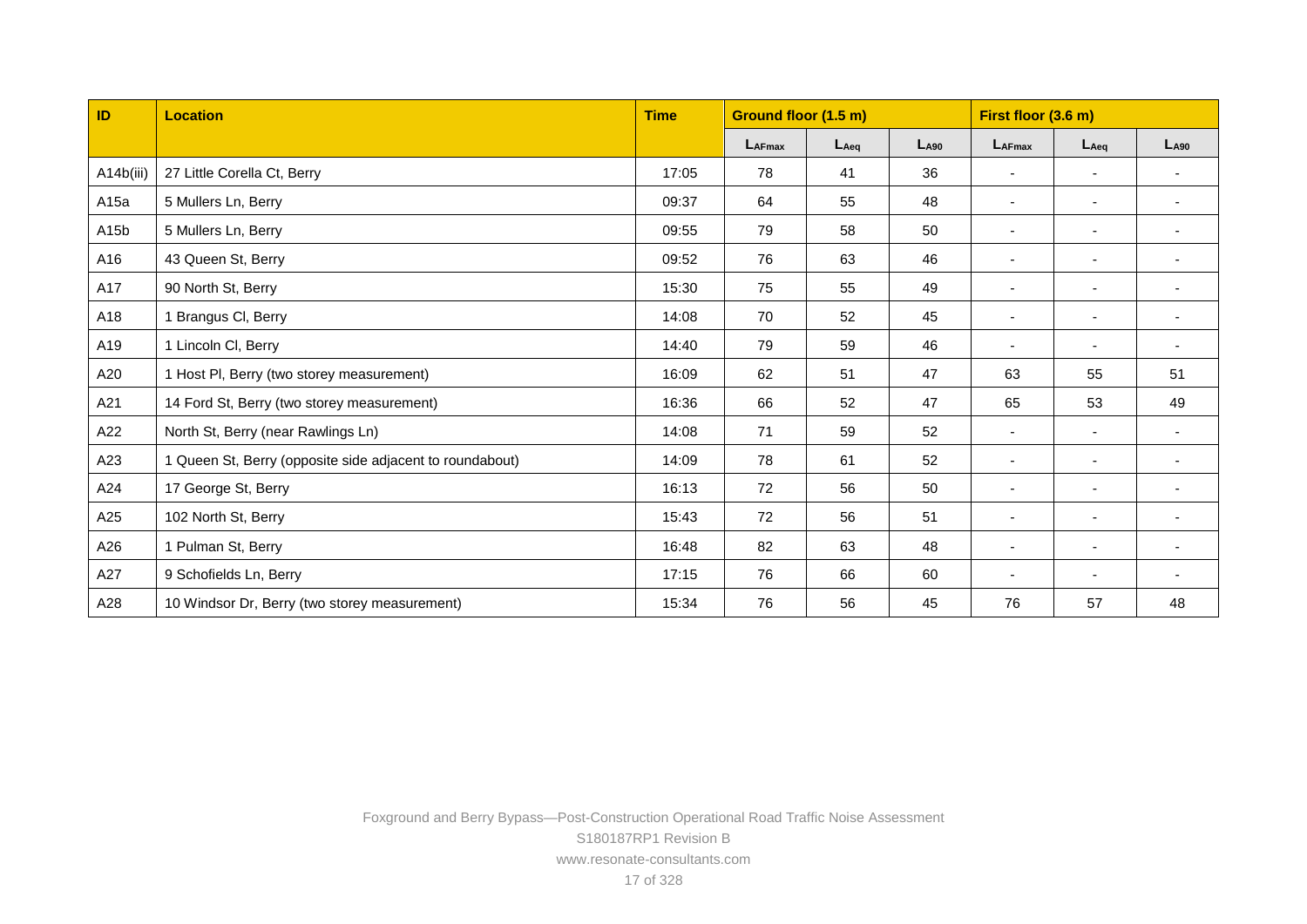| ID | Location | Time | Ground floor (1.5 m) | | | First floor (3.6 m) | | |
|---|---|---|---|---|---|---|---|---|
| | | | $L_{AFmax}$ | $L_{Aeq}$ | $L_{A90}$ | $L_{AFmax}$ | $L_{Aeq}$ | $L_{A90}$ |
| A14b(iii) | 27 Little Corella Ct, Berry | 17:05 | 78 | 41 | 36 | - | - | - |
| A15a | 5 Mullers Ln, Berry | 09:37 | 64 | 55 | 48 | - | - | - |
| A15b | 5 Mullers Ln, Berry | 09:55 | 79 | 58 | 50 | - | - | - |
| A16 | 43 Queen St, Berry | 09:52 | 76 | 63 | 46 | - | - | - |
| A17 | 90 North St, Berry | 15:30 | 75 | 55 | 49 | - | - | - |
| A18 | 1 Brangus Cl, Berry | 14:08 | 70 | 52 | 45 | - | - | - |
| A19 | 1 Lincoln Cl, Berry | 14:40 | 79 | 59 | 46 | - | - | - |
| A20 | 1 Host Pl, Berry (two storey measurement) | 16:09 | 62 | 51 | 47 | 63 | 55 | 51 |
| A21 | 14 Ford St, Berry (two storey measurement) | 16:36 | 66 | 52 | 47 | 65 | 53 | 49 |
| A22 | North St, Berry (near Rawlings Ln) | 14:08 | 71 | 59 | 52 | - | - | - |
| A23 | 1 Queen St, Berry (opposite side adjacent to roundabout) | 14:09 | 78 | 61 | 52 | - | - | - |
| A24 | 17 George St, Berry | 16:13 | 72 | 56 | 50 | - | - | - |
| A25 | 102 North St, Berry | 15:43 | 72 | 56 | 51 | - | - | - |
| A26 | 1 Pulman St, Berry | 16:48 | 82 | 63 | 48 | - | - | - |
| A27 | 9 Schofields Ln, Berry | 17:15 | 76 | 66 | 60 | - | - | - |
| A28 | 10 Windsor Dr, Berry (two storey measurement) | 15:34 | 76 | 56 | 45 | 76 | 57 | 48 |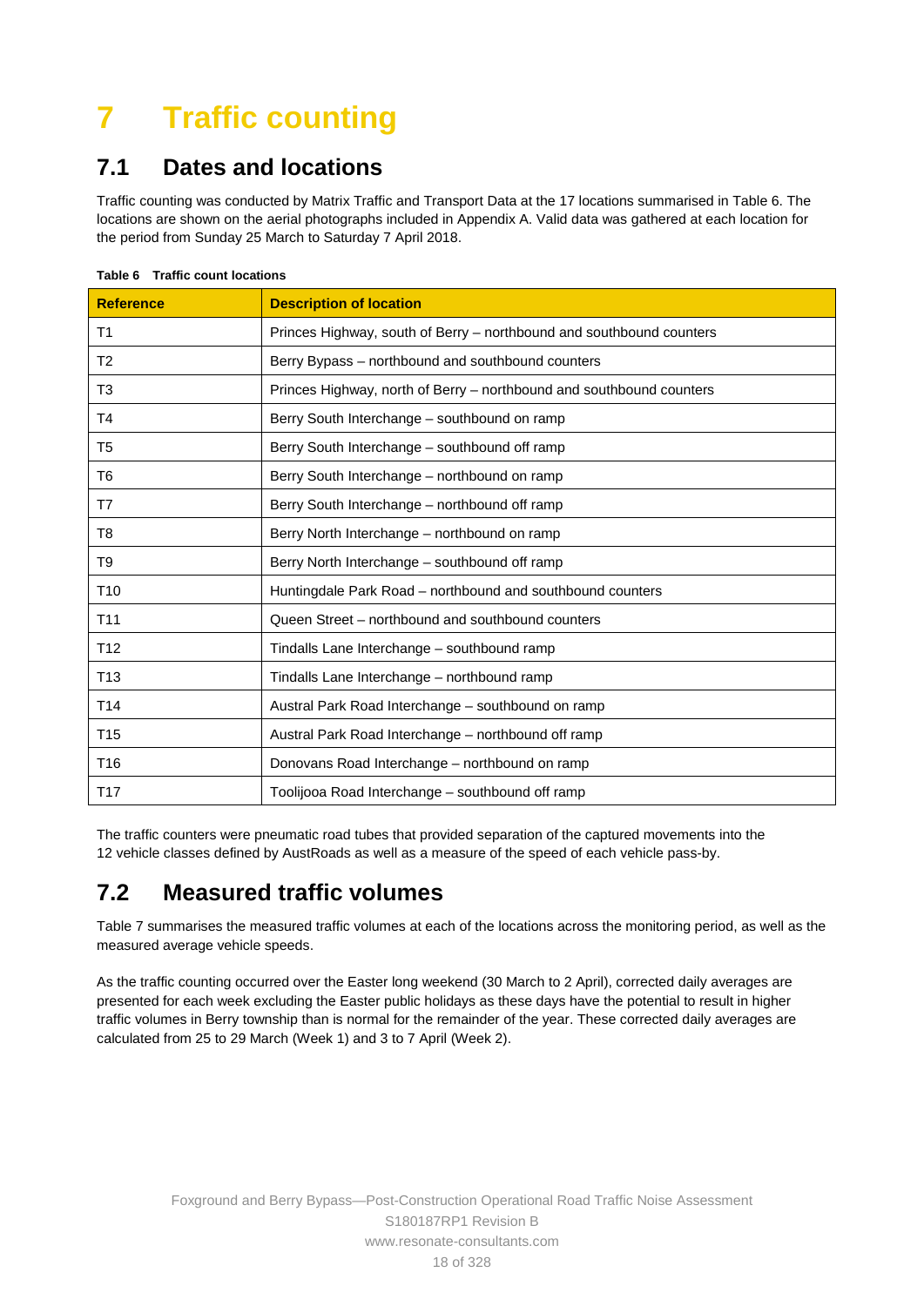# 7 Traffic counting

## 7.1 Dates and locations

Traffic counting was conducted by Matrix Traffic and Transport Data at the 17 locations summarised in Table 6. The locations are shown on the aerial photographs included in Appendix A. Valid data was gathered at each location for the period from Sunday 25 March to Saturday 7 April 2018.

**Table 6 Traffic count locations**

| Reference | Description of location |
|---|---|
| T1 | Princes Highway, south of Berry – northbound and southbound counters |
| T2 | Berry Bypass – northbound and southbound counters |
| T3 | Princes Highway, north of Berry – northbound and southbound counters |
| T4 | Berry South Interchange – southbound on ramp |
| T5 | Berry South Interchange – southbound off ramp |
| T6 | Berry South Interchange – northbound on ramp |
| T7 | Berry South Interchange – northbound off ramp |
| T8 | Berry North Interchange – northbound on ramp |
| T9 | Berry North Interchange – southbound off ramp |
| T10 | Huntingdale Park Road – northbound and southbound counters |
| T11 | Queen Street – northbound and southbound counters |
| T12 | Tindalls Lane Interchange – southbound ramp |
| T13 | Tindalls Lane Interchange – northbound ramp |
| T14 | Austral Park Road Interchange – southbound on ramp |
| T15 | Austral Park Road Interchange – northbound off ramp |
| T16 | Donovans Road Interchange – northbound on ramp |
| T17 | Toolijooa Road Interchange – southbound off ramp |

The traffic counters were pneumatic road tubes that provided separation of the captured movements into the 12 vehicle classes defined by AustRoads as well as a measure of the speed of each vehicle pass-by.

## 7.2 Measured traffic volumes

Table 7 summarises the measured traffic volumes at each of the locations across the monitoring period, as well as the measured average vehicle speeds.

As the traffic counting occurred over the Easter long weekend (30 March to 2 April), corrected daily averages are presented for each week excluding the Easter public holidays as these days have the potential to result in higher traffic volumes in Berry township than is normal for the remainder of the year. These corrected daily averages are calculated from 25 to 29 March (Week 1) and 3 to 7 April (Week 2).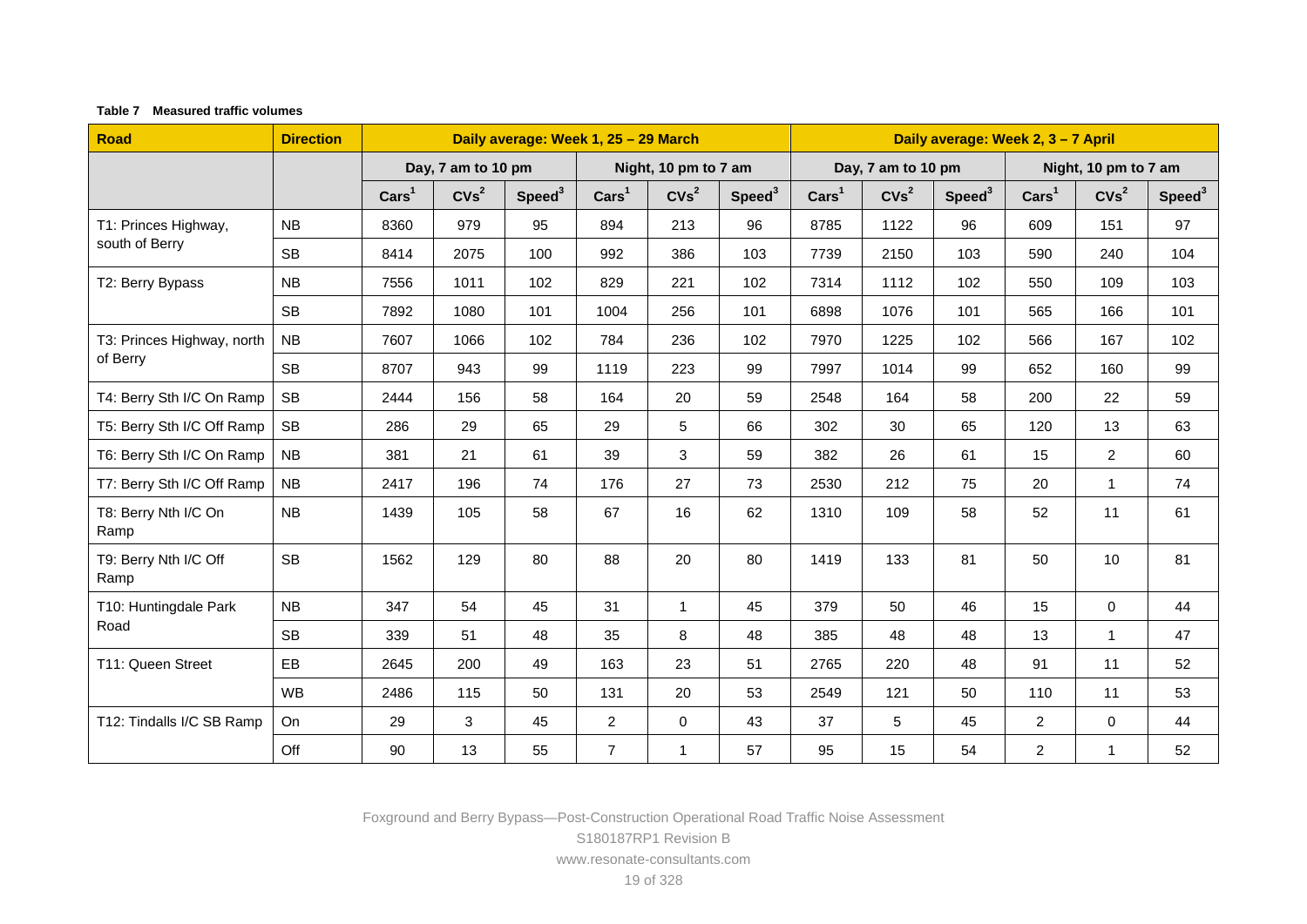**Table 7 Measured traffic volumes**

| Road | Direction | Daily average: Week 1, 25 – 29 March | | | | | | Daily average: Week 2, 3 – 7 April | | | | | |
|---|---|---|---|---|---|---|---|---|---|---|---|---|---|
| | | Day, 7 am to 10 pm | | | Night, 10 pm to 7 am | | | Day, 7 am to 10 pm | | | Night, 10 pm to 7 am | | |
| | | Cars[1] | CVs[2] | Speed[3] | Cars[1] | CVs[2] | Speed[3] | Cars[1] | CVs[2] | Speed[3] | Cars[1] | CVs[2] | Speed[3] |
| T1: Princes Highway, south of Berry | NB | 8360 | 979 | 95 | 894 | 213 | 96 | 8785 | 1122 | 96 | 609 | 151 | 97 |
| | SB | 8414 | 2075 | 100 | 992 | 386 | 103 | 7739 | 2150 | 103 | 590 | 240 | 104 |
| T2: Berry Bypass | NB | 7556 | 1011 | 102 | 829 | 221 | 102 | 7314 | 1112 | 102 | 550 | 109 | 103 |
| | SB | 7892 | 1080 | 101 | 1004 | 256 | 101 | 6898 | 1076 | 101 | 565 | 166 | 101 |
| T3: Princes Highway, north of Berry | NB | 7607 | 1066 | 102 | 784 | 236 | 102 | 7970 | 1225 | 102 | 566 | 167 | 102 |
| | SB | 8707 | 943 | 99 | 1119 | 223 | 99 | 7997 | 1014 | 99 | 652 | 160 | 99 |
| T4: Berry Sth I/C On Ramp | SB | 2444 | 156 | 58 | 164 | 20 | 59 | 2548 | 164 | 58 | 200 | 22 | 59 |
| T5: Berry Sth I/C Off Ramp | SB | 286 | 29 | 65 | 29 | 5 | 66 | 302 | 30 | 65 | 120 | 13 | 63 |
| T6: Berry Sth I/C On Ramp | NB | 381 | 21 | 61 | 39 | 3 | 59 | 382 | 26 | 61 | 15 | 2 | 60 |
| T7: Berry Sth I/C Off Ramp | NB | 2417 | 196 | 74 | 176 | 27 | 73 | 2530 | 212 | 75 | 20 | 1 | 74 |
| T8: Berry Nth I/C On Ramp | NB | 1439 | 105 | 58 | 67 | 16 | 62 | 1310 | 109 | 58 | 52 | 11 | 61 |
| T9: Berry Nth I/C Off Ramp | SB | 1562 | 129 | 80 | 88 | 20 | 80 | 1419 | 133 | 81 | 50 | 10 | 81 |
| T10: Huntingdale Park Road | NB | 347 | 54 | 45 | 31 | 1 | 45 | 379 | 50 | 46 | 15 | 0 | 44 |
| | SB | 339 | 51 | 48 | 35 | 8 | 48 | 385 | 48 | 48 | 13 | 1 | 47 |
| T11: Queen Street | EB | 2645 | 200 | 49 | 163 | 23 | 51 | 2765 | 220 | 48 | 91 | 11 | 52 |
| | WB | 2486 | 115 | 50 | 131 | 20 | 53 | 2549 | 121 | 50 | 110 | 11 | 53 |
| T12: Tindalls I/C SB Ramp | On | 29 | 3 | 45 | 2 | 0 | 43 | 37 | 5 | 45 | 2 | 0 | 44 |
| | Off | 90 | 13 | 55 | 7 | 1 | 57 | 95 | 15 | 54 | 2 | 1 | 52 |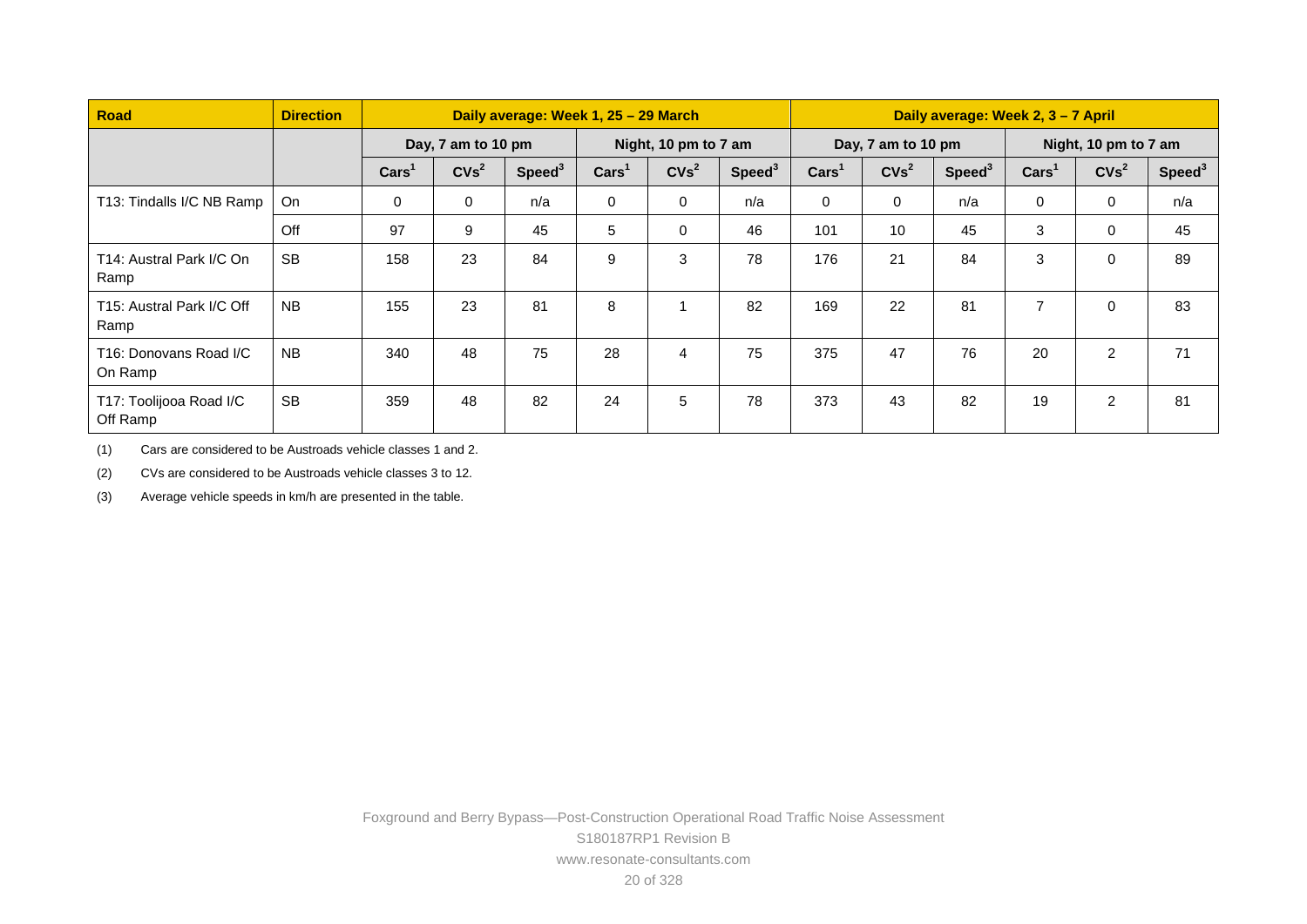| Road | Direction | Daily average: Week 1, 25 – 29 March | | | | | | Daily average: Week 2, 3 – 7 April | | | | | |
|---|---|---|---|---|---|---|---|---|---|---|---|---|---|
| | | Day, 7 am to 10 pm | | | Night, 10 pm to 7 am | | | Day, 7 am to 10 pm | | | Night, 10 pm to 7 am | | |
| | | Cars[1] | CVs[2] | Speed[3] | Cars[1] | CVs[2] | Speed[3] | Cars[1] | CVs[2] | Speed[3] | Cars[1] | CVs[2] | Speed[3] |
| T13: Tindalls I/C NB Ramp | On | 0 | 0 | n/a | 0 | 0 | n/a | 0 | 0 | n/a | 0 | 0 | n/a |
| | Off | 97 | 9 | 45 | 5 | 0 | 46 | 101 | 10 | 45 | 3 | 0 | 45 |
| T14: Austral Park I/C On Ramp | SB | 158 | 23 | 84 | 9 | 3 | 78 | 176 | 21 | 84 | 3 | 0 | 89 |
| T15: Austral Park I/C Off Ramp | NB | 155 | 23 | 81 | 8 | 1 | 82 | 169 | 22 | 81 | 7 | 0 | 83 |
| T16: Donovans Road I/C On Ramp | NB | 340 | 48 | 75 | 28 | 4 | 75 | 375 | 47 | 76 | 20 | 2 | 71 |
| T17: Toolijooa Road I/C Off Ramp | SB | 359 | 48 | 82 | 24 | 5 | 78 | 373 | 43 | 82 | 19 | 2 | 81 |

(1) Cars are considered to be Austroads vehicle classes 1 and 2.

(2) CVs are considered to be Austroads vehicle classes 3 to 12.

(3) Average vehicle speeds in km/h are presented in the table.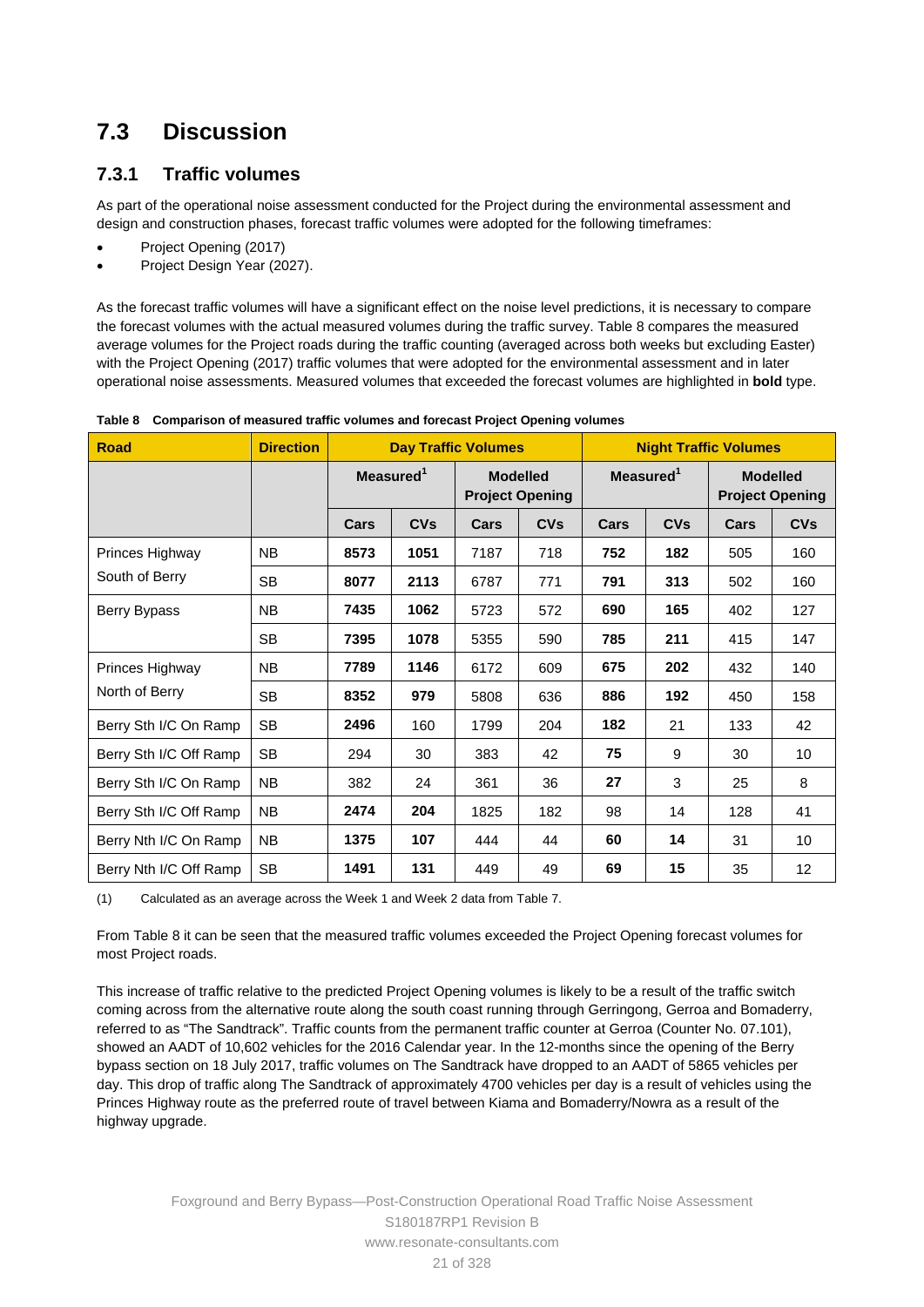## 7.3 Discussion

### 7.3.1 Traffic volumes

As part of the operational noise assessment conducted for the Project during the environmental assessment and design and construction phases, forecast traffic volumes were adopted for the following timeframes:

- Project Opening (2017)
- Project Design Year (2027).

As the forecast traffic volumes will have a significant effect on the noise level predictions, it is necessary to compare the forecast volumes with the actual measured volumes during the traffic survey. Table 8 compares the measured average volumes for the Project roads during the traffic counting (averaged across both weeks but excluding Easter) with the Project Opening (2017) traffic volumes that were adopted for the environmental assessment and in later operational noise assessments. Measured volumes that exceeded the forecast volumes are highlighted in **bold** type.

**Table 8 Comparison of measured traffic volumes and forecast Project Opening volumes**

| Road | Direction | Day Traffic Volumes | | | | Night Traffic Volumes | | | |
|---|---|---|---|---|---|---|---|---|---|
| | | Measured[1] | | Modelled Project Opening | | Measured[1] | | Modelled Project Opening | |
| | | Cars | CVs | Cars | CVs | Cars | CVs | Cars | CVs |
| Princes Highway South of Berry | NB | **8573** | **1051** | 7187 | 718 | **752** | **182** | 505 | 160 |
| | SB | **8077** | **2113** | 6787 | 771 | **791** | **313** | 502 | 160 |
| Berry Bypass | NB | **7435** | **1062** | 5723 | 572 | **690** | **165** | 402 | 127 |
| | SB | **7395** | **1078** | 5355 | 590 | **785** | **211** | 415 | 147 |
| Princes Highway North of Berry | NB | **7789** | **1146** | 6172 | 609 | **675** | **202** | 432 | 140 |
| | SB | **8352** | **979** | 5808 | 636 | **886** | **192** | 450 | 158 |
| Berry Sth I/C On Ramp | SB | **2496** | 160 | 1799 | 204 | **182** | 21 | 133 | 42 |
| Berry Sth I/C Off Ramp | SB | 294 | 30 | 383 | 42 | **75** | 9 | 30 | 10 |
| Berry Sth I/C On Ramp | NB | 382 | 24 | 361 | 36 | **27** | 3 | 25 | 8 |
| Berry Sth I/C Off Ramp | NB | **2474** | **204** | 1825 | 182 | 98 | 14 | 128 | 41 |
| Berry Nth I/C On Ramp | NB | **1375** | **107** | 444 | 44 | **60** | **14** | 31 | 10 |
| Berry Nth I/C Off Ramp | SB | **1491** | **131** | 449 | 49 | **69** | **15** | 35 | 12 |

(1) Calculated as an average across the Week 1 and Week 2 data from Table 7.

From Table 8 it can be seen that the measured traffic volumes exceeded the Project Opening forecast volumes for most Project roads.

This increase of traffic relative to the predicted Project Opening volumes is likely to be a result of the traffic switch coming across from the alternative route along the south coast running through Gerringong, Gerroa and Bomaderry, referred to as "The Sandtrack". Traffic counts from the permanent traffic counter at Gerroa (Counter No. 07.101), showed an AADT of 10,602 vehicles for the 2016 Calendar year. In the 12-months since the opening of the Berry bypass section on 18 July 2017, traffic volumes on The Sandtrack have dropped to an AADT of 5865 vehicles per day. This drop of traffic along The Sandtrack of approximately 4700 vehicles per day is a result of vehicles using the Princes Highway route as the preferred route of travel between Kiama and Bomaderry/Nowra as a result of the highway upgrade.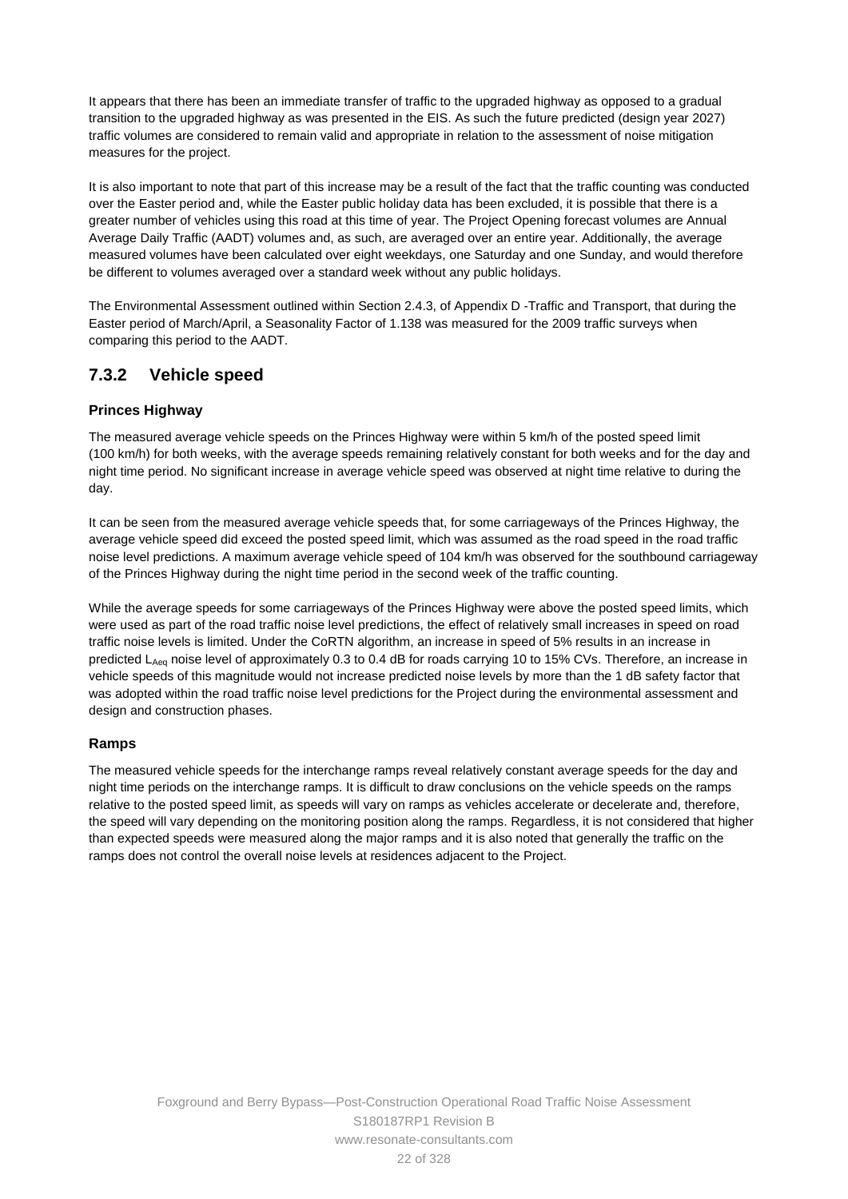It appears that there has been an immediate transfer of traffic to the upgraded highway as opposed to a gradual transition to the upgraded highway as was presented in the EIS. As such the future predicted (design year 2027) traffic volumes are considered to remain valid and appropriate in relation to the assessment of noise mitigation measures for the project.

It is also important to note that part of this increase may be a result of the fact that the traffic counting was conducted over the Easter period and, while the Easter public holiday data has been excluded, it is possible that there is a greater number of vehicles using this road at this time of year. The Project Opening forecast volumes are Annual Average Daily Traffic (AADT) volumes and, as such, are averaged over an entire year. Additionally, the average measured volumes have been calculated over eight weekdays, one Saturday and one Sunday, and would therefore be different to volumes averaged over a standard week without any public holidays.

The Environmental Assessment outlined within Section 2.4.3, of Appendix D -Traffic and Transport, that during the Easter period of March/April, a Seasonality Factor of 1.138 was measured for the 2009 traffic surveys when comparing this period to the AADT.

### 7.3.2 Vehicle speed

**Princes Highway**

The measured average vehicle speeds on the Princes Highway were within 5 km/h of the posted speed limit (100 km/h) for both weeks, with the average speeds remaining relatively constant for both weeks and for the day and night time period. No significant increase in average vehicle speed was observed at night time relative to during the day.

It can be seen from the measured average vehicle speeds that, for some carriageways of the Princes Highway, the average vehicle speed did exceed the posted speed limit, which was assumed as the road speed in the road traffic noise level predictions. A maximum average vehicle speed of 104 km/h was observed for the southbound carriageway of the Princes Highway during the night time period in the second week of the traffic counting.

While the average speeds for some carriageways of the Princes Highway were above the posted speed limits, which were used as part of the road traffic noise level predictions, the effect of relatively small increases in speed on road traffic noise levels is limited. Under the CoRTN algorithm, an increase in speed of 5% results in an increase in predicted $L_{Aeq}$ noise level of approximately 0.3 to 0.4 dB for roads carrying 10 to 15% CVs. Therefore, an increase in vehicle speeds of this magnitude would not increase predicted noise levels by more than the 1 dB safety factor that was adopted within the road traffic noise level predictions for the Project during the environmental assessment and design and construction phases.

**Ramps**

The measured vehicle speeds for the interchange ramps reveal relatively constant average speeds for the day and night time periods on the interchange ramps. It is difficult to draw conclusions on the vehicle speeds on the ramps relative to the posted speed limit, as speeds will vary on ramps as vehicles accelerate or decelerate and, therefore, the speed will vary depending on the monitoring position along the ramps. Regardless, it is not considered that higher than expected speeds were measured along the major ramps and it is also noted that generally the traffic on the ramps does not control the overall noise levels at residences adjacent to the Project.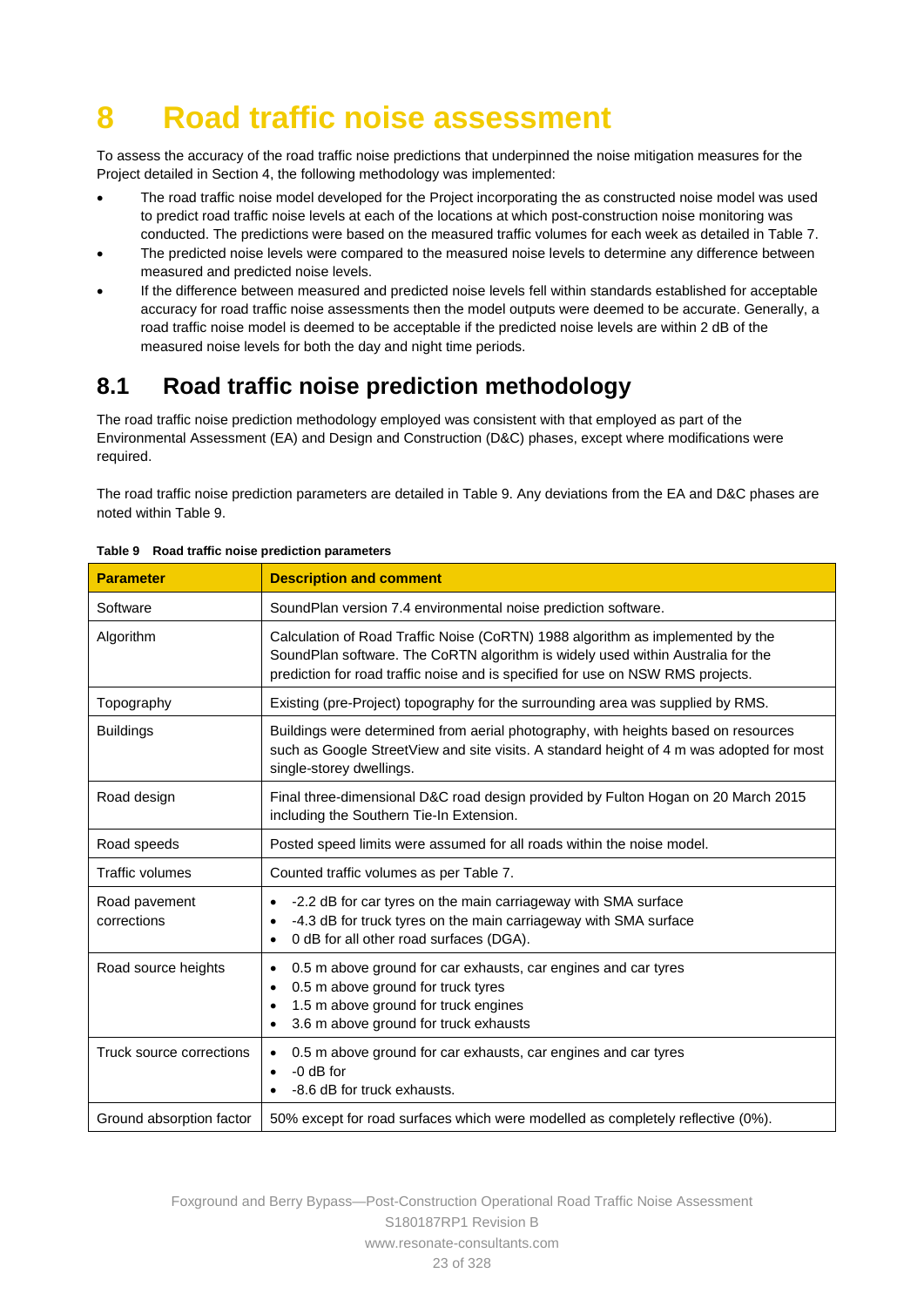# 8 Road traffic noise assessment

To assess the accuracy of the road traffic noise predictions that underpinned the noise mitigation measures for the Project detailed in Section 4, the following methodology was implemented:

- The road traffic noise model developed for the Project incorporating the as constructed noise model was used to predict road traffic noise levels at each of the locations at which post-construction noise monitoring was conducted. The predictions were based on the measured traffic volumes for each week as detailed in Table 7.
- The predicted noise levels were compared to the measured noise levels to determine any difference between measured and predicted noise levels.
- If the difference between measured and predicted noise levels fell within standards established for acceptable accuracy for road traffic noise assessments then the model outputs were deemed to be accurate. Generally, a road traffic noise model is deemed to be acceptable if the predicted noise levels are within 2 dB of the measured noise levels for both the day and night time periods.

## 8.1 Road traffic noise prediction methodology

The road traffic noise prediction methodology employed was consistent with that employed as part of the Environmental Assessment (EA) and Design and Construction (D&C) phases, except where modifications were required.

The road traffic noise prediction parameters are detailed in Table 9. Any deviations from the EA and D&C phases are noted within Table 9.

**Table 9 Road traffic noise prediction parameters**

| Parameter | Description and comment |
|---|---|
| Software | SoundPlan version 7.4 environmental noise prediction software. |
| Algorithm | Calculation of Road Traffic Noise (CoRTN) 1988 algorithm as implemented by the SoundPlan software. The CoRTN algorithm is widely used within Australia for the prediction for road traffic noise and is specified for use on NSW RMS projects. |
| Topography | Existing (pre-Project) topography for the surrounding area was supplied by RMS. |
| Buildings | Buildings were determined from aerial photography, with heights based on resources such as Google StreetView and site visits. A standard height of 4 m was adopted for most single-storey dwellings. |
| Road design | Final three-dimensional D&C road design provided by Fulton Hogan on 20 March 2015 including the Southern Tie-In Extension. |
| Road speeds | Posted speed limits were assumed for all roads within the noise model. |
| Traffic volumes | Counted traffic volumes as per Table 7. |
| Road pavement corrections | • -2.2 dB for car tyres on the main carriageway with SMA surface<br>• -4.3 dB for truck tyres on the main carriageway with SMA surface<br>• 0 dB for all other road surfaces (DGA). |
| Road source heights | • 0.5 m above ground for car exhausts, car engines and car tyres<br>• 0.5 m above ground for truck tyres<br>• 1.5 m above ground for truck engines<br>• 3.6 m above ground for truck exhausts |
| Truck source corrections | • 0.5 m above ground for car exhausts, car engines and car tyres<br>• -0 dB for<br>• -8.6 dB for truck exhausts. |
| Ground absorption factor | 50% except for road surfaces which were modelled as completely reflective (0%). |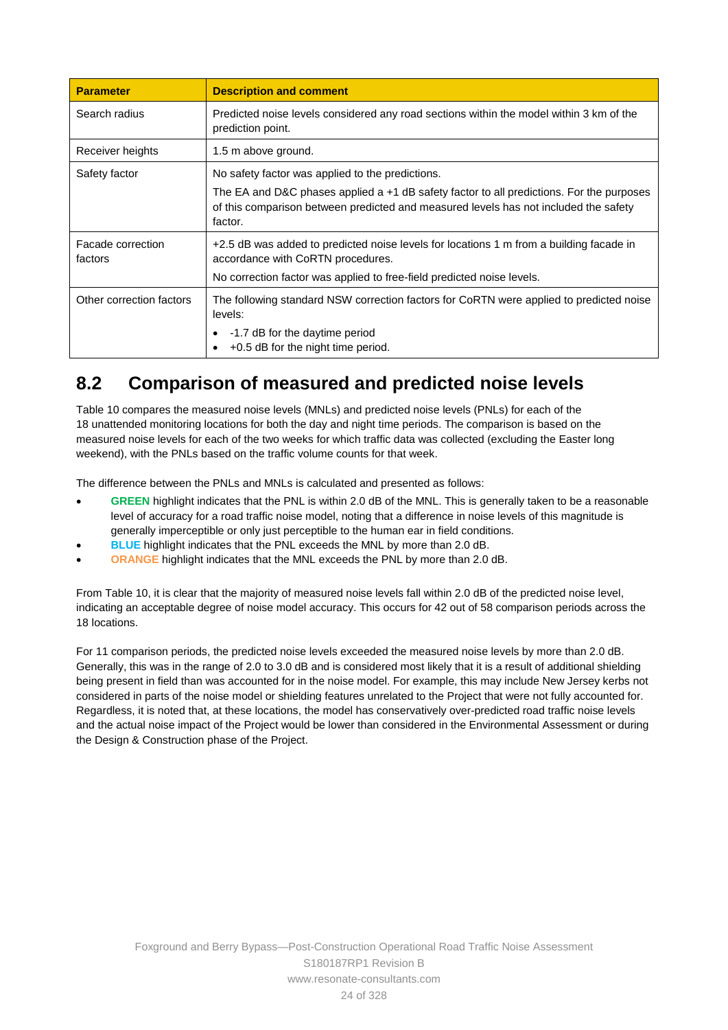| Parameter | Description and comment |
|---|---|
| Search radius | Predicted noise levels considered any road sections within the model within 3 km of the prediction point. |
| Receiver heights | 1.5 m above ground. |
| Safety factor | No safety factor was applied to the predictions.<br><br>The EA and D&C phases applied a +1 dB safety factor to all predictions. For the purposes of this comparison between predicted and measured levels has not included the safety factor. |
| Facade correction factors | +2.5 dB was added to predicted noise levels for locations 1 m from a building facade in accordance with CoRTN procedures.<br><br>No correction factor was applied to free-field predicted noise levels. |
| Other correction factors | The following standard NSW correction factors for CoRTN were applied to predicted noise levels:<br>• -1.7 dB for the daytime period<br>• +0.5 dB for the night time period. |

## 8.2 Comparison of measured and predicted noise levels

Table 10 compares the measured noise levels (MNLs) and predicted noise levels (PNLs) for each of the 18 unattended monitoring locations for both the day and night time periods. The comparison is based on the measured noise levels for each of the two weeks for which traffic data was collected (excluding the Easter long weekend), with the PNLs based on the traffic volume counts for that week.

The difference between the PNLs and MNLs is calculated and presented as follows:

- **GREEN** highlight indicates that the PNL is within 2.0 dB of the MNL. This is generally taken to be a reasonable level of accuracy for a road traffic noise model, noting that a difference in noise levels of this magnitude is generally imperceptible or only just perceptible to the human ear in field conditions.
- **BLUE** highlight indicates that the PNL exceeds the MNL by more than 2.0 dB.
- **ORANGE** highlight indicates that the MNL exceeds the PNL by more than 2.0 dB.

From Table 10, it is clear that the majority of measured noise levels fall within 2.0 dB of the predicted noise level, indicating an acceptable degree of noise model accuracy. This occurs for 42 out of 58 comparison periods across the 18 locations.

For 11 comparison periods, the predicted noise levels exceeded the measured noise levels by more than 2.0 dB. Generally, this was in the range of 2.0 to 3.0 dB and is considered most likely that it is a result of additional shielding being present in field than was accounted for in the noise model. For example, this may include New Jersey kerbs not considered in parts of the noise model or shielding features unrelated to the Project that were not fully accounted for. Regardless, it is noted that, at these locations, the model has conservatively over-predicted road traffic noise levels and the actual noise impact of the Project would be lower than considered in the Environmental Assessment or during the Design & Construction phase of the Project.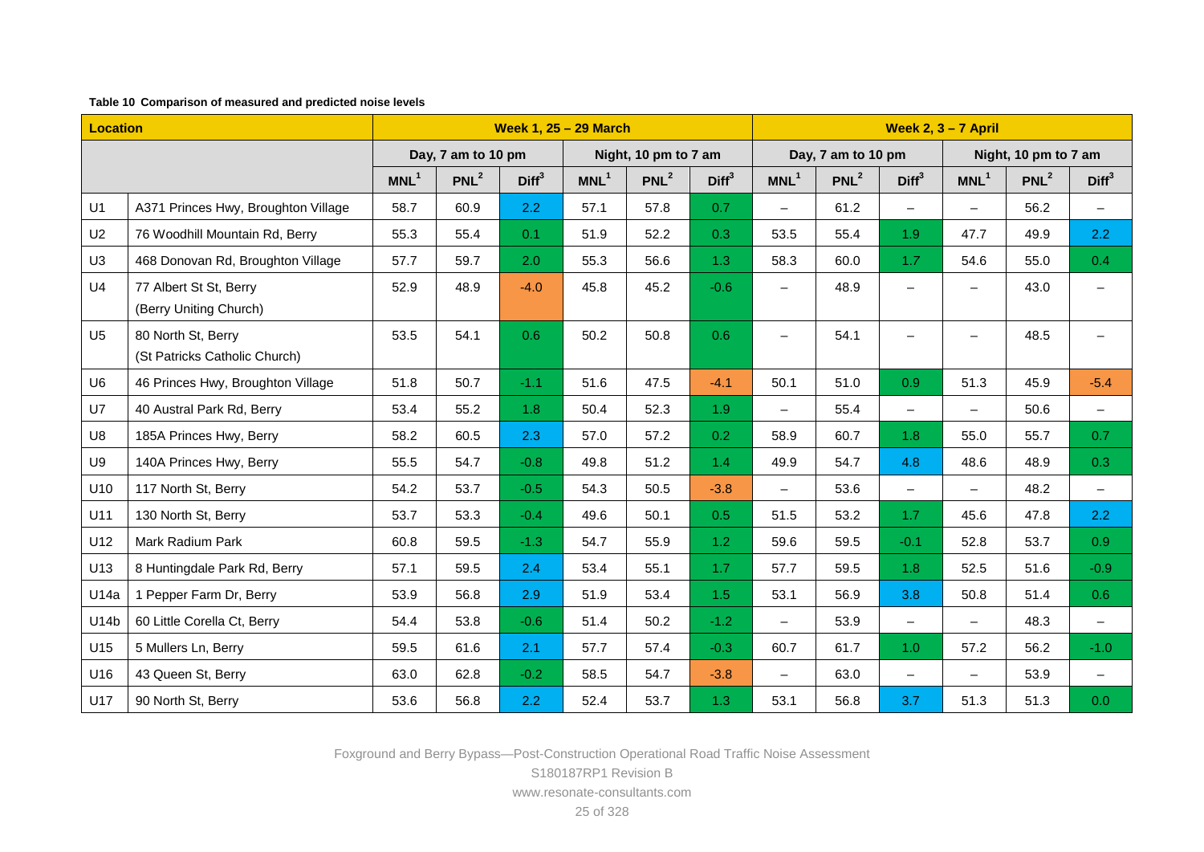**Table 10 Comparison of measured and predicted noise levels**

| Location | | Week 1, 25 – 29 March | | | | | | Week 2, 3 – 7 April | | | | | |
|---|---|---|---|---|---|---|---|---|---|---|---|---|---|
| | | Day, 7 am to 10 pm | | | Night, 10 pm to 7 am | | | Day, 7 am to 10 pm | | | Night, 10 pm to 7 am | | |
| | | MNL[1] | PNL[2] | Diff[3] | MNL[1] | PNL[2] | Diff[3] | MNL[1] | PNL[2] | Diff[3] | MNL[1] | PNL[2] | Diff[3] |
| U1 | A371 Princes Hwy, Broughton Village | 58.7 | 60.9 | 2.2 | 57.1 | 57.8 | 0.7 | – | 61.2 | – | – | 56.2 | – |
| U2 | 76 Woodhill Mountain Rd, Berry | 55.3 | 55.4 | 0.1 | 51.9 | 52.2 | 0.3 | 53.5 | 55.4 | 1.9 | 47.7 | 49.9 | 2.2 |
| U3 | 468 Donovan Rd, Broughton Village | 57.7 | 59.7 | 2.0 | 55.3 | 56.6 | 1.3 | 58.3 | 60.0 | 1.7 | 54.6 | 55.0 | 0.4 |
| U4 | 77 Albert St St, Berry (Berry Uniting Church) | 52.9 | 48.9 | -4.0 | 45.8 | 45.2 | -0.6 | – | 48.9 | – | – | 43.0 | – |
| U5 | 80 North St, Berry (St Patricks Catholic Church) | 53.5 | 54.1 | 0.6 | 50.2 | 50.8 | 0.6 | – | 54.1 | – | – | 48.5 | – |
| U6 | 46 Princes Hwy, Broughton Village | 51.8 | 50.7 | -1.1 | 51.6 | 47.5 | -4.1 | 50.1 | 51.0 | 0.9 | 51.3 | 45.9 | -5.4 |
| U7 | 40 Austral Park Rd, Berry | 53.4 | 55.2 | 1.8 | 50.4 | 52.3 | 1.9 | – | 55.4 | – | – | 50.6 | – |
| U8 | 185A Princes Hwy, Berry | 58.2 | 60.5 | 2.3 | 57.0 | 57.2 | 0.2 | 58.9 | 60.7 | 1.8 | 55.0 | 55.7 | 0.7 |
| U9 | 140A Princes Hwy, Berry | 55.5 | 54.7 | -0.8 | 49.8 | 51.2 | 1.4 | 49.9 | 54.7 | 4.8 | 48.6 | 48.9 | 0.3 |
| U10 | 117 North St, Berry | 54.2 | 53.7 | -0.5 | 54.3 | 50.5 | -3.8 | – | 53.6 | – | – | 48.2 | – |
| U11 | 130 North St, Berry | 53.7 | 53.3 | -0.4 | 49.6 | 50.1 | 0.5 | 51.5 | 53.2 | 1.7 | 45.6 | 47.8 | 2.2 |
| U12 | Mark Radium Park | 60.8 | 59.5 | -1.3 | 54.7 | 55.9 | 1.2 | 59.6 | 59.5 | -0.1 | 52.8 | 53.7 | 0.9 |
| U13 | 8 Huntingdale Park Rd, Berry | 57.1 | 59.5 | 2.4 | 53.4 | 55.1 | 1.7 | 57.7 | 59.5 | 1.8 | 52.5 | 51.6 | -0.9 |
| U14a | 1 Pepper Farm Dr, Berry | 53.9 | 56.8 | 2.9 | 51.9 | 53.4 | 1.5 | 53.1 | 56.9 | 3.8 | 50.8 | 51.4 | 0.6 |
| U14b | 60 Little Corella Ct, Berry | 54.4 | 53.8 | -0.6 | 51.4 | 50.2 | -1.2 | – | 53.9 | – | – | 48.3 | – |
| U15 | 5 Mullers Ln, Berry | 59.5 | 61.6 | 2.1 | 57.7 | 57.4 | -0.3 | 60.7 | 61.7 | 1.0 | 57.2 | 56.2 | -1.0 |
| U16 | 43 Queen St, Berry | 63.0 | 62.8 | -0.2 | 58.5 | 54.7 | -3.8 | – | 63.0 | – | – | 53.9 | – |
| U17 | 90 North St, Berry | 53.6 | 56.8 | 2.2 | 52.4 | 53.7 | 1.3 | 53.1 | 56.8 | 3.7 | 51.3 | 51.3 | 0.0 |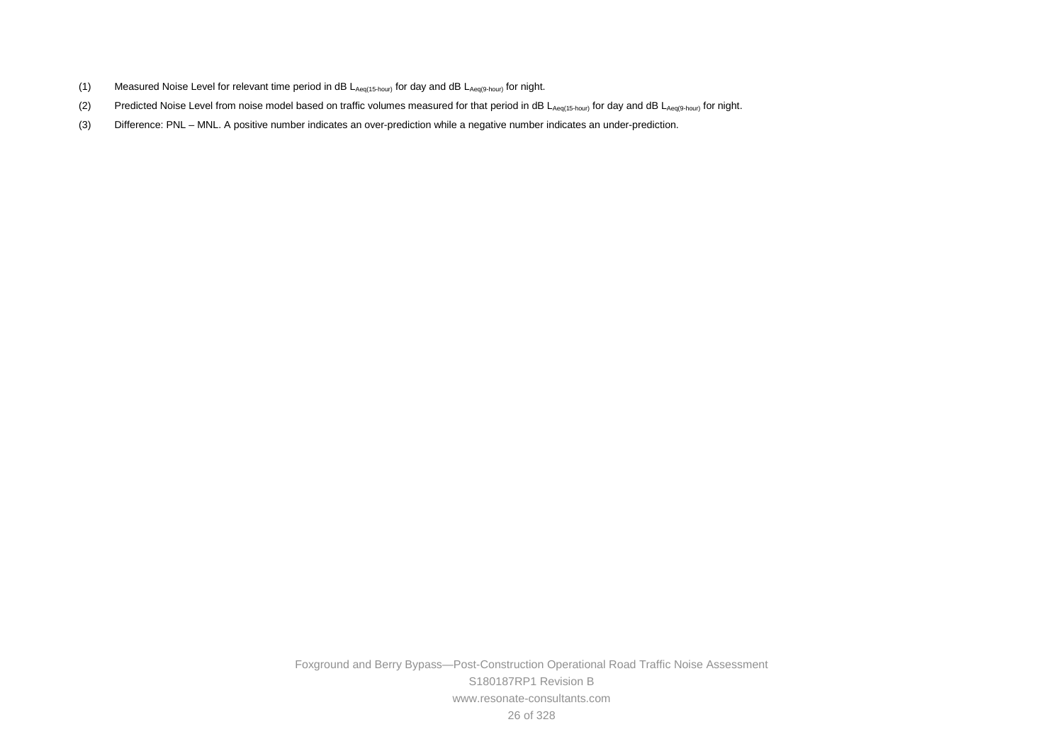(1) Measured Noise Level for relevant time period in dB $L_{Aeq(15\text{-}hour)}$ for day and dB $L_{Aeq(9\text{-}hour)}$ for night.

(2) Predicted Noise Level from noise model based on traffic volumes measured for that period in dB $L_{Aeq(15\text{-}hour)}$ for day and dB $L_{Aeq(9\text{-}hour)}$ for night.

(3) Difference: PNL – MNL. A positive number indicates an over-prediction while a negative number indicates an under-prediction.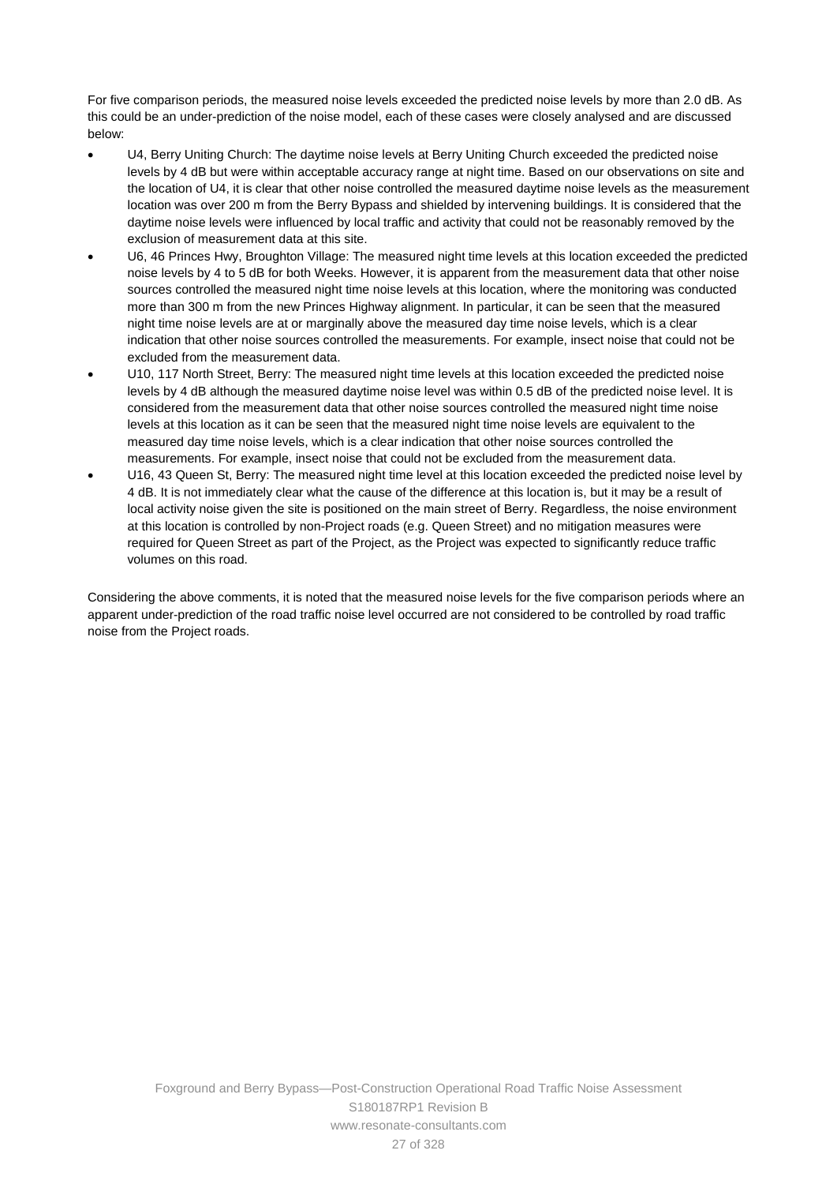For five comparison periods, the measured noise levels exceeded the predicted noise levels by more than 2.0 dB. As this could be an under-prediction of the noise model, each of these cases were closely analysed and are discussed below:

- U4, Berry Uniting Church: The daytime noise levels at Berry Uniting Church exceeded the predicted noise levels by 4 dB but were within acceptable accuracy range at night time. Based on our observations on site and the location of U4, it is clear that other noise controlled the measured daytime noise levels as the measurement location was over 200 m from the Berry Bypass and shielded by intervening buildings. It is considered that the daytime noise levels were influenced by local traffic and activity that could not be reasonably removed by the exclusion of measurement data at this site.
- U6, 46 Princes Hwy, Broughton Village: The measured night time levels at this location exceeded the predicted noise levels by 4 to 5 dB for both Weeks. However, it is apparent from the measurement data that other noise sources controlled the measured night time noise levels at this location, where the monitoring was conducted more than 300 m from the new Princes Highway alignment. In particular, it can be seen that the measured night time noise levels are at or marginally above the measured day time noise levels, which is a clear indication that other noise sources controlled the measurements. For example, insect noise that could not be excluded from the measurement data.
- U10, 117 North Street, Berry: The measured night time levels at this location exceeded the predicted noise levels by 4 dB although the measured daytime noise level was within 0.5 dB of the predicted noise level. It is considered from the measurement data that other noise sources controlled the measured night time noise levels at this location as it can be seen that the measured night time noise levels are equivalent to the measured day time noise levels, which is a clear indication that other noise sources controlled the measurements. For example, insect noise that could not be excluded from the measurement data.
- U16, 43 Queen St, Berry: The measured night time level at this location exceeded the predicted noise level by 4 dB. It is not immediately clear what the cause of the difference at this location is, but it may be a result of local activity noise given the site is positioned on the main street of Berry. Regardless, the noise environment at this location is controlled by non-Project roads (e.g. Queen Street) and no mitigation measures were required for Queen Street as part of the Project, as the Project was expected to significantly reduce traffic volumes on this road.

Considering the above comments, it is noted that the measured noise levels for the five comparison periods where an apparent under-prediction of the road traffic noise level occurred are not considered to be controlled by road traffic noise from the Project roads.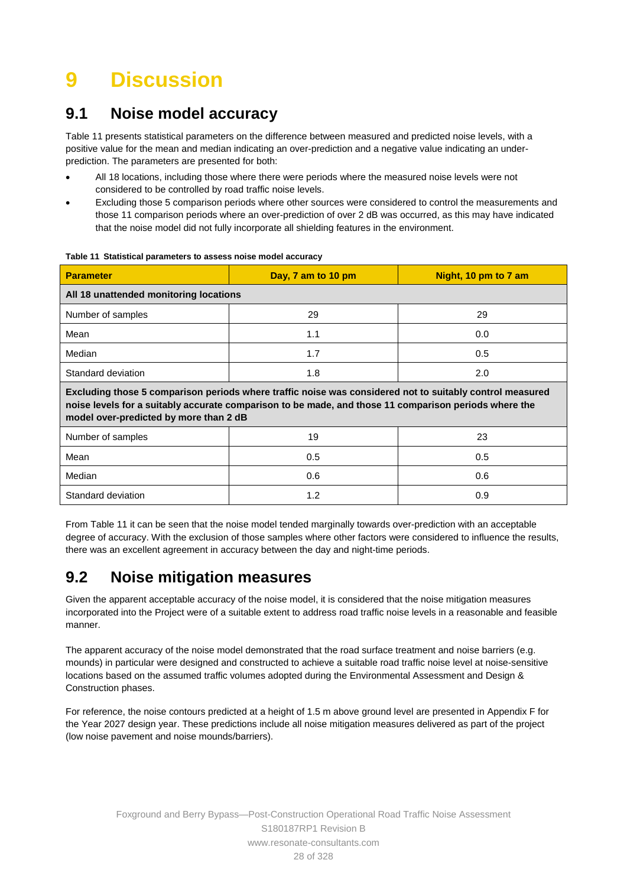# 9 Discussion

## 9.1 Noise model accuracy

Table 11 presents statistical parameters on the difference between measured and predicted noise levels, with a positive value for the mean and median indicating an over-prediction and a negative value indicating an under-prediction. The parameters are presented for both:

- All 18 locations, including those where there were periods where the measured noise levels were not considered to be controlled by road traffic noise levels.
- Excluding those 5 comparison periods where other sources were considered to control the measurements and those 11 comparison periods where an over-prediction of over 2 dB was occurred, as this may have indicated that the noise model did not fully incorporate all shielding features in the environment.

**Table 11 Statistical parameters to assess noise model accuracy**

| Parameter | Day, 7 am to 10 pm | Night, 10 pm to 7 am |
|---|---|---|
| **All 18 unattended monitoring locations** | | |
| Number of samples | 29 | 29 |
| Mean | 1.1 | 0.0 |
| Median | 1.7 | 0.5 |
| Standard deviation | 1.8 | 2.0 |
| **Excluding those 5 comparison periods where traffic noise was considered not to suitably control measured noise levels for a suitably accurate comparison to be made, and those 11 comparison periods where the model over-predicted by more than 2 dB** | | |
| Number of samples | 19 | 23 |
| Mean | 0.5 | 0.5 |
| Median | 0.6 | 0.6 |
| Standard deviation | 1.2 | 0.9 |

From Table 11 it can be seen that the noise model tended marginally towards over-prediction with an acceptable degree of accuracy. With the exclusion of those samples where other factors were considered to influence the results, there was an excellent agreement in accuracy between the day and night-time periods.

## 9.2 Noise mitigation measures

Given the apparent acceptable accuracy of the noise model, it is considered that the noise mitigation measures incorporated into the Project were of a suitable extent to address road traffic noise levels in a reasonable and feasible manner.

The apparent accuracy of the noise model demonstrated that the road surface treatment and noise barriers (e.g. mounds) in particular were designed and constructed to achieve a suitable road traffic noise level at noise-sensitive locations based on the assumed traffic volumes adopted during the Environmental Assessment and Design & Construction phases.

For reference, the noise contours predicted at a height of 1.5 m above ground level are presented in Appendix F for the Year 2027 design year. These predictions include all noise mitigation measures delivered as part of the project (low noise pavement and noise mounds/barriers).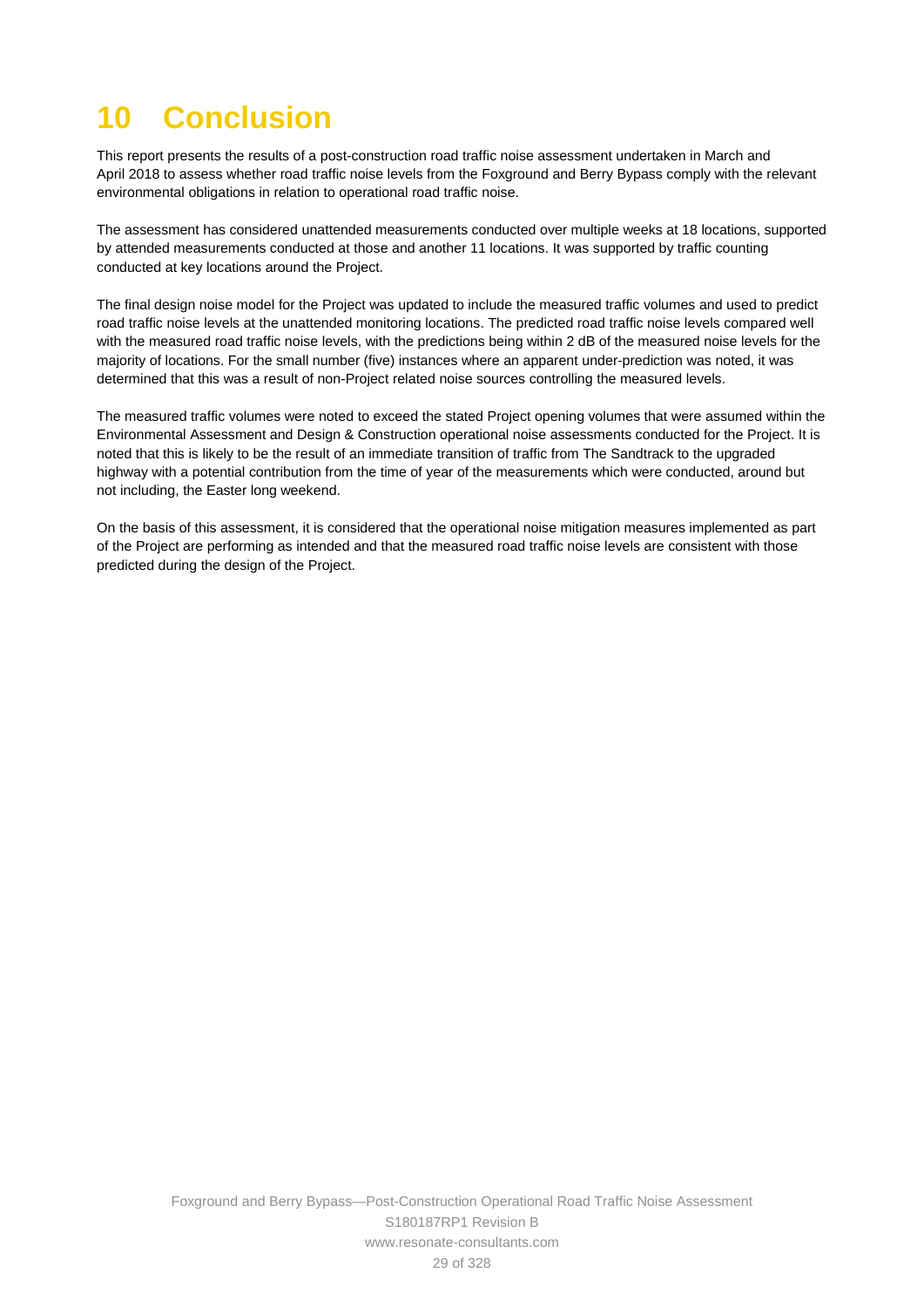# 10 Conclusion

This report presents the results of a post-construction road traffic noise assessment undertaken in March and April 2018 to assess whether road traffic noise levels from the Foxground and Berry Bypass comply with the relevant environmental obligations in relation to operational road traffic noise.

The assessment has considered unattended measurements conducted over multiple weeks at 18 locations, supported by attended measurements conducted at those and another 11 locations. It was supported by traffic counting conducted at key locations around the Project.

The final design noise model for the Project was updated to include the measured traffic volumes and used to predict road traffic noise levels at the unattended monitoring locations. The predicted road traffic noise levels compared well with the measured road traffic noise levels, with the predictions being within 2 dB of the measured noise levels for the majority of locations. For the small number (five) instances where an apparent under-prediction was noted, it was determined that this was a result of non-Project related noise sources controlling the measured levels.

The measured traffic volumes were noted to exceed the stated Project opening volumes that were assumed within the Environmental Assessment and Design & Construction operational noise assessments conducted for the Project. It is noted that this is likely to be the result of an immediate transition of traffic from The Sandtrack to the upgraded highway with a potential contribution from the time of year of the measurements which were conducted, around but not including, the Easter long weekend.

On the basis of this assessment, it is considered that the operational noise mitigation measures implemented as part of the Project are performing as intended and that the measured road traffic noise levels are consistent with those predicted during the design of the Project.